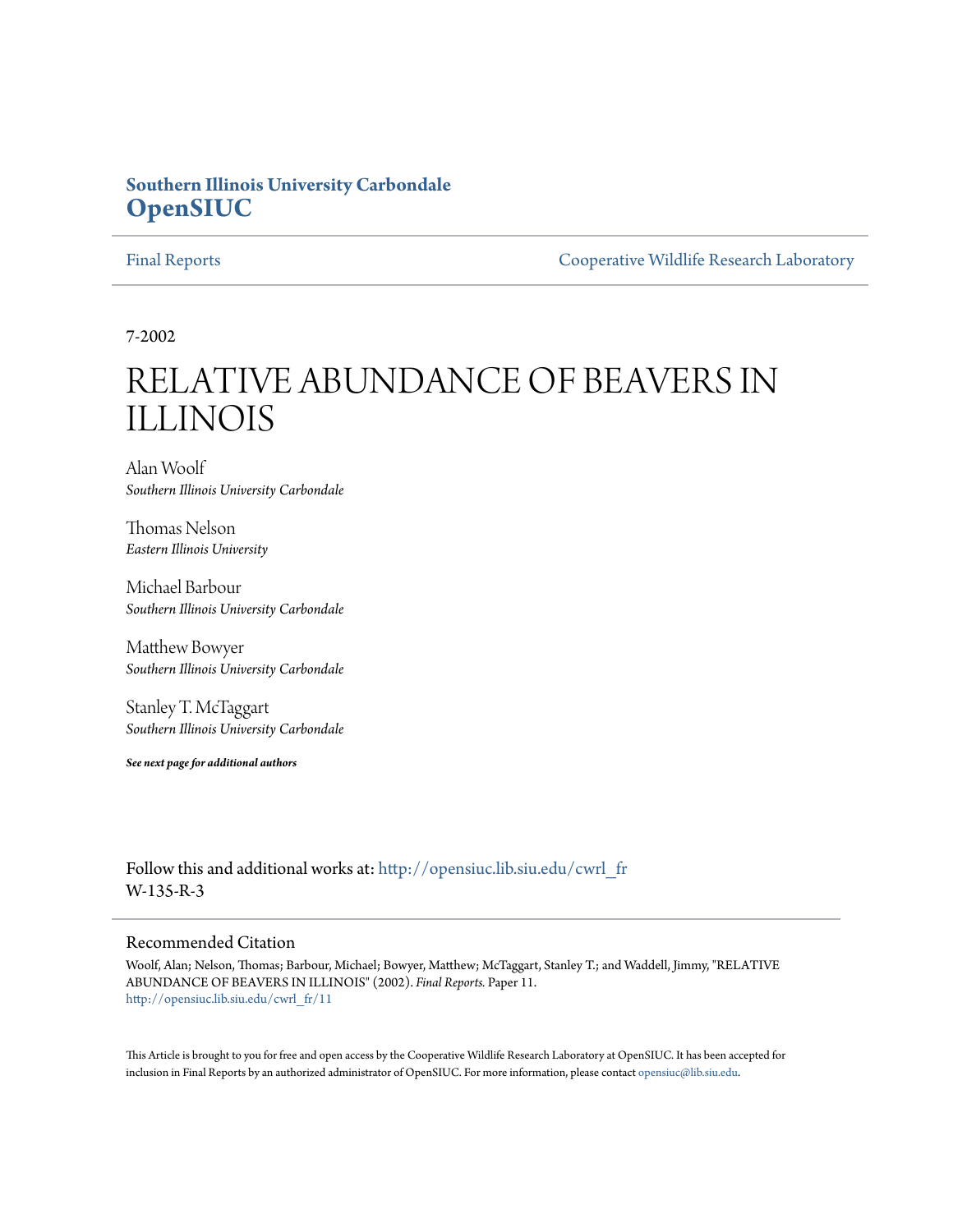**Southern Illinois University Carbondale**
**OpenSIUC**

Final Reports | Cooperative Wildlife Research Laboratory

7-2002

# RELATIVE ABUNDANCE OF BEAVERS IN ILLINOIS

Alan Woolf
*Southern Illinois University Carbondale*

Thomas Nelson
*Eastern Illinois University*

Michael Barbour
*Southern Illinois University Carbondale*

Matthew Bowyer
*Southern Illinois University Carbondale*

Stanley T. McTaggart
*Southern Illinois University Carbondale*

***See next page for additional authors***

Follow this and additional works at: http://opensiuc.lib.siu.edu/cwrl_fr
W-135-R-3

## Recommended Citation

Woolf, Alan; Nelson, Thomas; Barbour, Michael; Bowyer, Matthew; McTaggart, Stanley T.; and Waddell, Jimmy, "RELATIVE ABUNDANCE OF BEAVERS IN ILLINOIS" (2002). *Final Reports.* Paper 11.
http://opensiuc.lib.siu.edu/cwrl_fr/11

This Article is brought to you for free and open access by the Cooperative Wildlife Research Laboratory at OpenSIUC. It has been accepted for inclusion in Final Reports by an authorized administrator of OpenSIUC. For more information, please contact opensiuc@lib.siu.edu.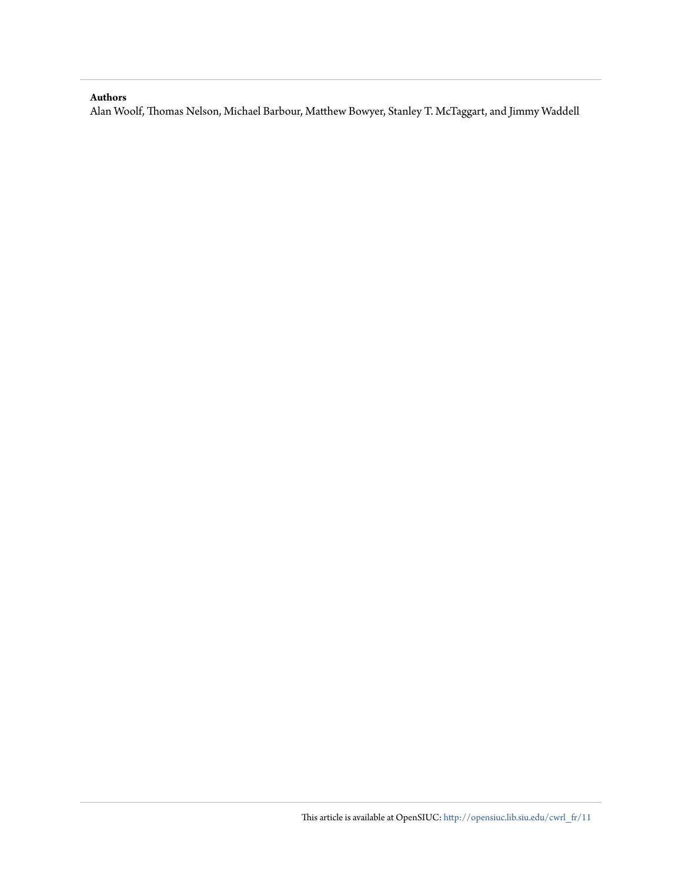**Authors**

Alan Woolf, Thomas Nelson, Michael Barbour, Matthew Bowyer, Stanley T. McTaggart, and Jimmy Waddell

This article is available at OpenSIUC: http://opensiuc.lib.siu.edu/cwrl_fr/11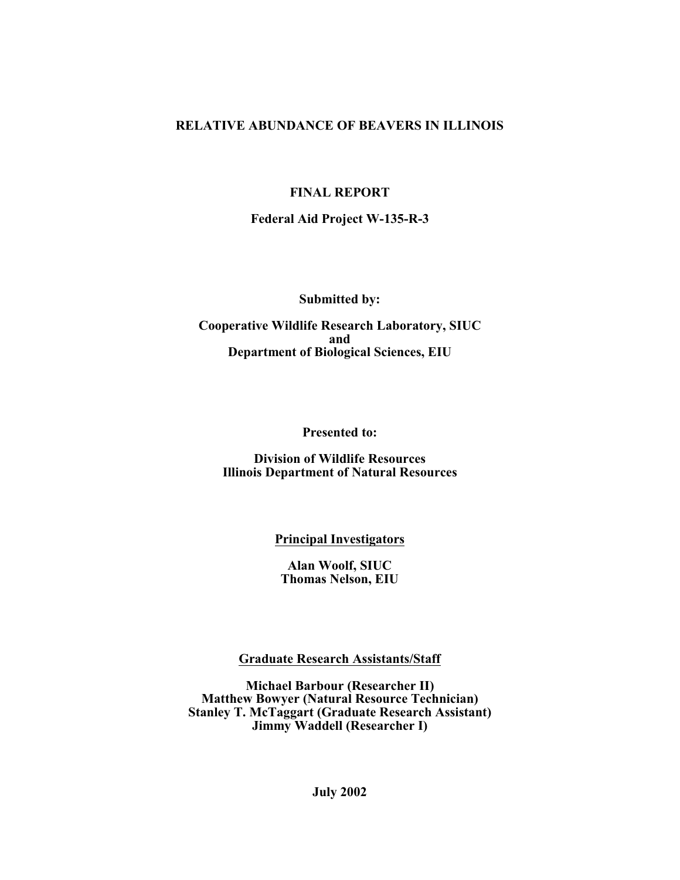# RELATIVE ABUNDANCE OF BEAVERS IN ILLINOIS

**FINAL REPORT**

**Federal Aid Project W-135-R-3**

**Submitted by:**

**Cooperative Wildlife Research Laboratory, SIUC**
**and**
**Department of Biological Sciences, EIU**

**Presented to:**

**Division of Wildlife Resources**
**Illinois Department of Natural Resources**

**Principal Investigators**

**Alan Woolf, SIUC**
**Thomas Nelson, EIU**

**Graduate Research Assistants/Staff**

**Michael Barbour (Researcher II)**
**Matthew Bowyer (Natural Resource Technician)**
**Stanley T. McTaggart (Graduate Research Assistant)**
**Jimmy Waddell (Researcher I)**

**July 2002**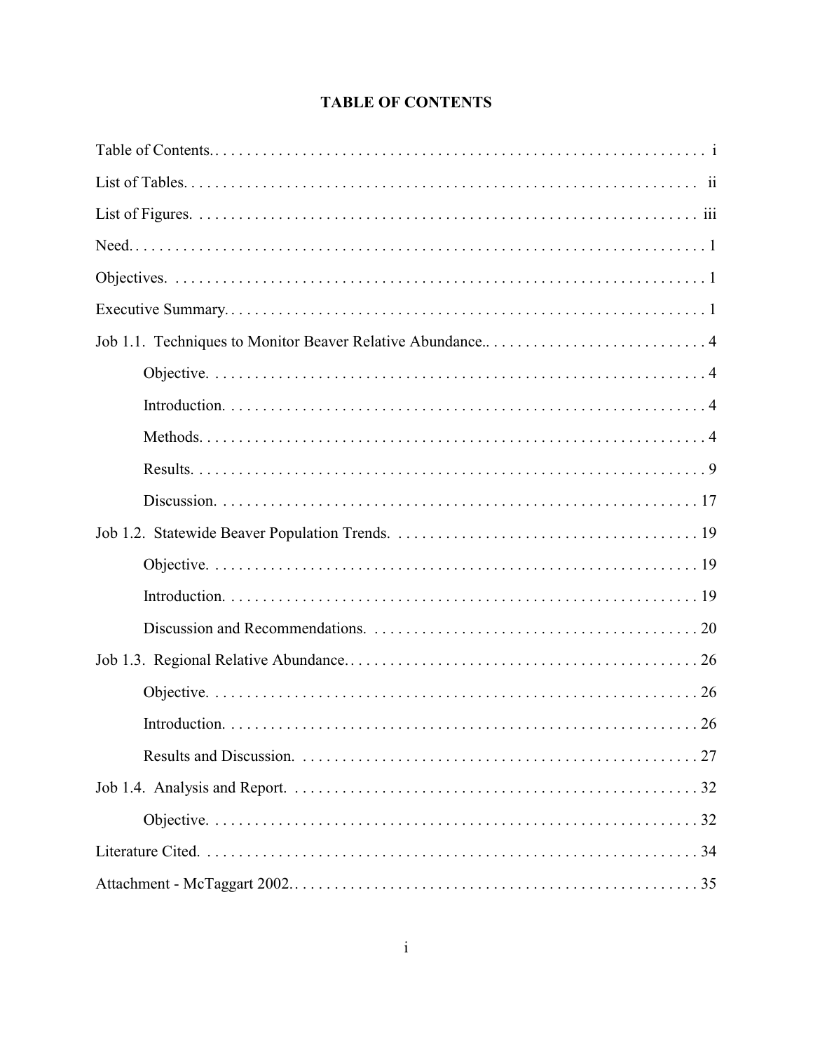# TABLE OF CONTENTS

Table of Contents. . . . . . . . . . . . . . . . . . . . . . . . . . . . . . . . . . . . . . . . . . . . . . . . . . . . . . . . . . . . . . . i

List of Tables. . . . . . . . . . . . . . . . . . . . . . . . . . . . . . . . . . . . . . . . . . . . . . . . . . . . . . . . . . . . . . . . . ii

List of Figures. . . . . . . . . . . . . . . . . . . . . . . . . . . . . . . . . . . . . . . . . . . . . . . . . . . . . . . . . . . . . . . . iii

Need. . . . . . . . . . . . . . . . . . . . . . . . . . . . . . . . . . . . . . . . . . . . . . . . . . . . . . . . . . . . . . . . . . . . . . . . 1

Objectives. . . . . . . . . . . . . . . . . . . . . . . . . . . . . . . . . . . . . . . . . . . . . . . . . . . . . . . . . . . . . . . . . . . . 1

Executive Summary. . . . . . . . . . . . . . . . . . . . . . . . . . . . . . . . . . . . . . . . . . . . . . . . . . . . . . . . . . . . . . 1

Job 1.1. Techniques to Monitor Beaver Relative Abundance.. . . . . . . . . . . . . . . . . . . . . . . . . . . . 4

- Objective. . . . . . . . . . . . . . . . . . . . . . . . . . . . . . . . . . . . . . . . . . . . . . . . . . . . . . . . . . . . . . . . 4
- Introduction. . . . . . . . . . . . . . . . . . . . . . . . . . . . . . . . . . . . . . . . . . . . . . . . . . . . . . . . . . . . . . 4
- Methods. . . . . . . . . . . . . . . . . . . . . . . . . . . . . . . . . . . . . . . . . . . . . . . . . . . . . . . . . . . . . . . . . 4
- Results. . . . . . . . . . . . . . . . . . . . . . . . . . . . . . . . . . . . . . . . . . . . . . . . . . . . . . . . . . . . . . . . . . 9
- Discussion. . . . . . . . . . . . . . . . . . . . . . . . . . . . . . . . . . . . . . . . . . . . . . . . . . . . . . . . . . . . . . . 17

Job 1.2. Statewide Beaver Population Trends. . . . . . . . . . . . . . . . . . . . . . . . . . . . . . . . . . . . . . . 19

- Objective. . . . . . . . . . . . . . . . . . . . . . . . . . . . . . . . . . . . . . . . . . . . . . . . . . . . . . . . . . . . . . . . 19
- Introduction. . . . . . . . . . . . . . . . . . . . . . . . . . . . . . . . . . . . . . . . . . . . . . . . . . . . . . . . . . . . . . 19
- Discussion and Recommendations. . . . . . . . . . . . . . . . . . . . . . . . . . . . . . . . . . . . . . . . . . . . 20

Job 1.3. Regional Relative Abundance.. . . . . . . . . . . . . . . . . . . . . . . . . . . . . . . . . . . . . . . . . . . . . 26

- Objective. . . . . . . . . . . . . . . . . . . . . . . . . . . . . . . . . . . . . . . . . . . . . . . . . . . . . . . . . . . . . . . . . 26
- Introduction. . . . . . . . . . . . . . . . . . . . . . . . . . . . . . . . . . . . . . . . . . . . . . . . . . . . . . . . . . . . . . 26
- Results and Discussion. . . . . . . . . . . . . . . . . . . . . . . . . . . . . . . . . . . . . . . . . . . . . . . . . . . . . 27

Job 1.4. Analysis and Report. . . . . . . . . . . . . . . . . . . . . . . . . . . . . . . . . . . . . . . . . . . . . . . . . . . . . 32

- Objective. . . . . . . . . . . . . . . . . . . . . . . . . . . . . . . . . . . . . . . . . . . . . . . . . . . . . . . . . . . . . . . . . 32

Literature Cited. . . . . . . . . . . . . . . . . . . . . . . . . . . . . . . . . . . . . . . . . . . . . . . . . . . . . . . . . . . . . . . . . 34

Attachment - McTaggart 2002.. . . . . . . . . . . . . . . . . . . . . . . . . . . . . . . . . . . . . . . . . . . . . . . . . . . . 35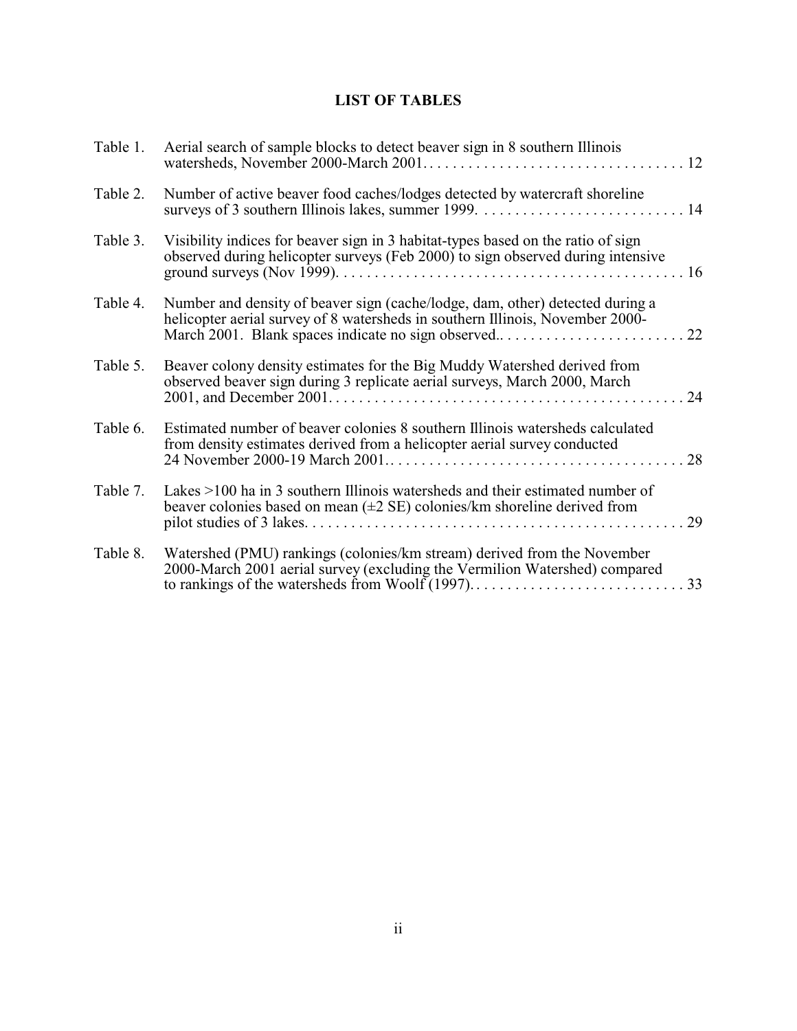# LIST OF TABLES

| | | |
|---|---|---|
| Table 1. | Aerial search of sample blocks to detect beaver sign in 8 southern Illinois watersheds, November 2000-March 2001 | 12 |
| Table 2. | Number of active beaver food caches/lodges detected by watercraft shoreline surveys of 3 southern Illinois lakes, summer 1999. | 14 |
| Table 3. | Visibility indices for beaver sign in 3 habitat-types based on the ratio of sign observed during helicopter surveys (Feb 2000) to sign observed during intensive ground surveys (Nov 1999). | 16 |
| Table 4. | Number and density of beaver sign (cache/lodge, dam, other) detected during a helicopter aerial survey of 8 watersheds in southern Illinois, November 2000-March 2001. Blank spaces indicate no sign observed.. | 22 |
| Table 5. | Beaver colony density estimates for the Big Muddy Watershed derived from observed beaver sign during 3 replicate aerial surveys, March 2000, March 2001, and December 2001. | 24 |
| Table 6. | Estimated number of beaver colonies 8 southern Illinois watersheds calculated from density estimates derived from a helicopter aerial survey conducted 24 November 2000-19 March 2001.. | 28 |
| Table 7. | Lakes >100 ha in 3 southern Illinois watersheds and their estimated number of beaver colonies based on mean (±2 SE) colonies/km shoreline derived from pilot studies of 3 lakes. | 29 |
| Table 8. | Watershed (PMU) rankings (colonies/km stream) derived from the November 2000-March 2001 aerial survey (excluding the Vermilion Watershed) compared to rankings of the watersheds from Woolf (1997). | 33 |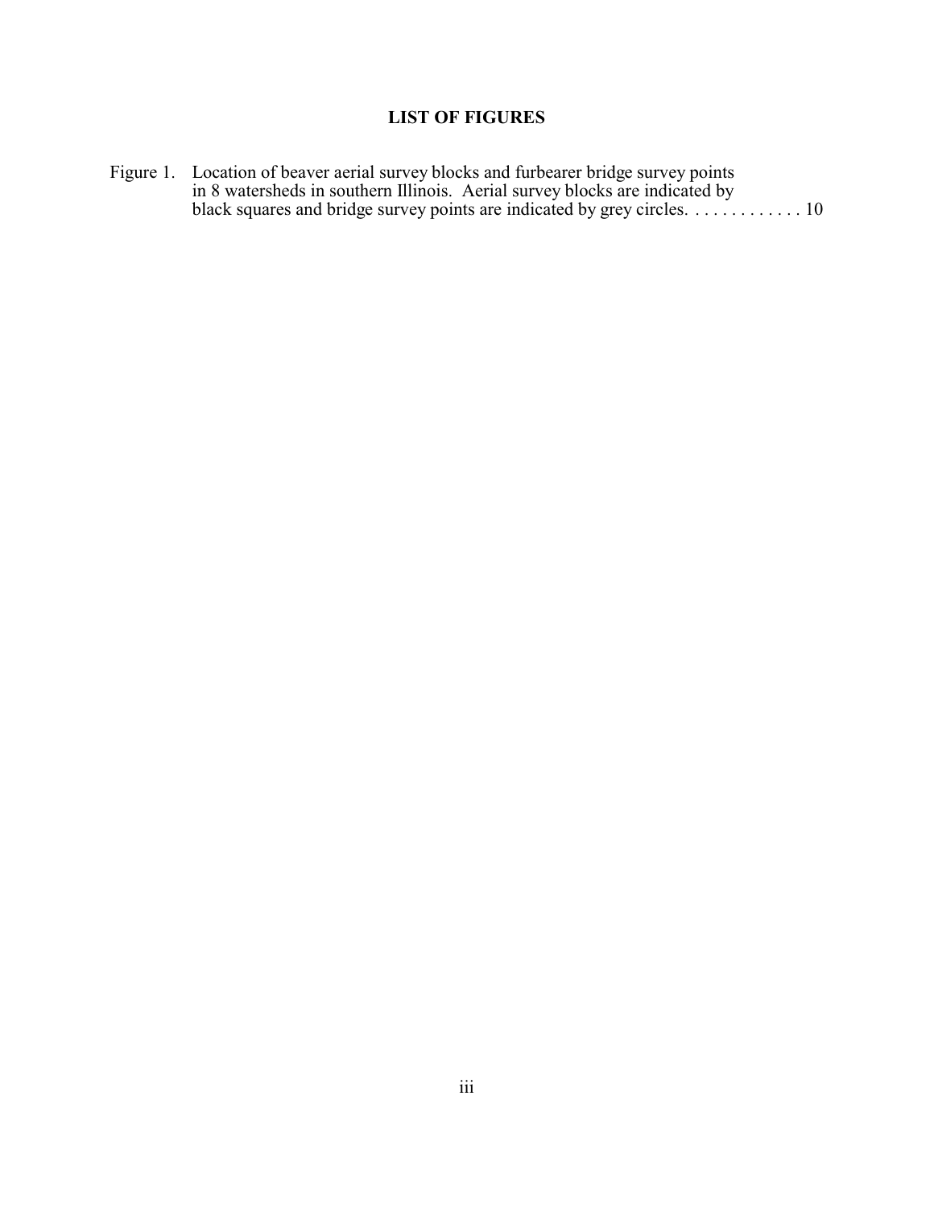## LIST OF FIGURES

Figure 1. Location of beaver aerial survey blocks and furbearer bridge survey points in 8 watersheds in southern Illinois. Aerial survey blocks are indicated by black squares and bridge survey points are indicated by grey circles. . . . . . . . . . . . . 10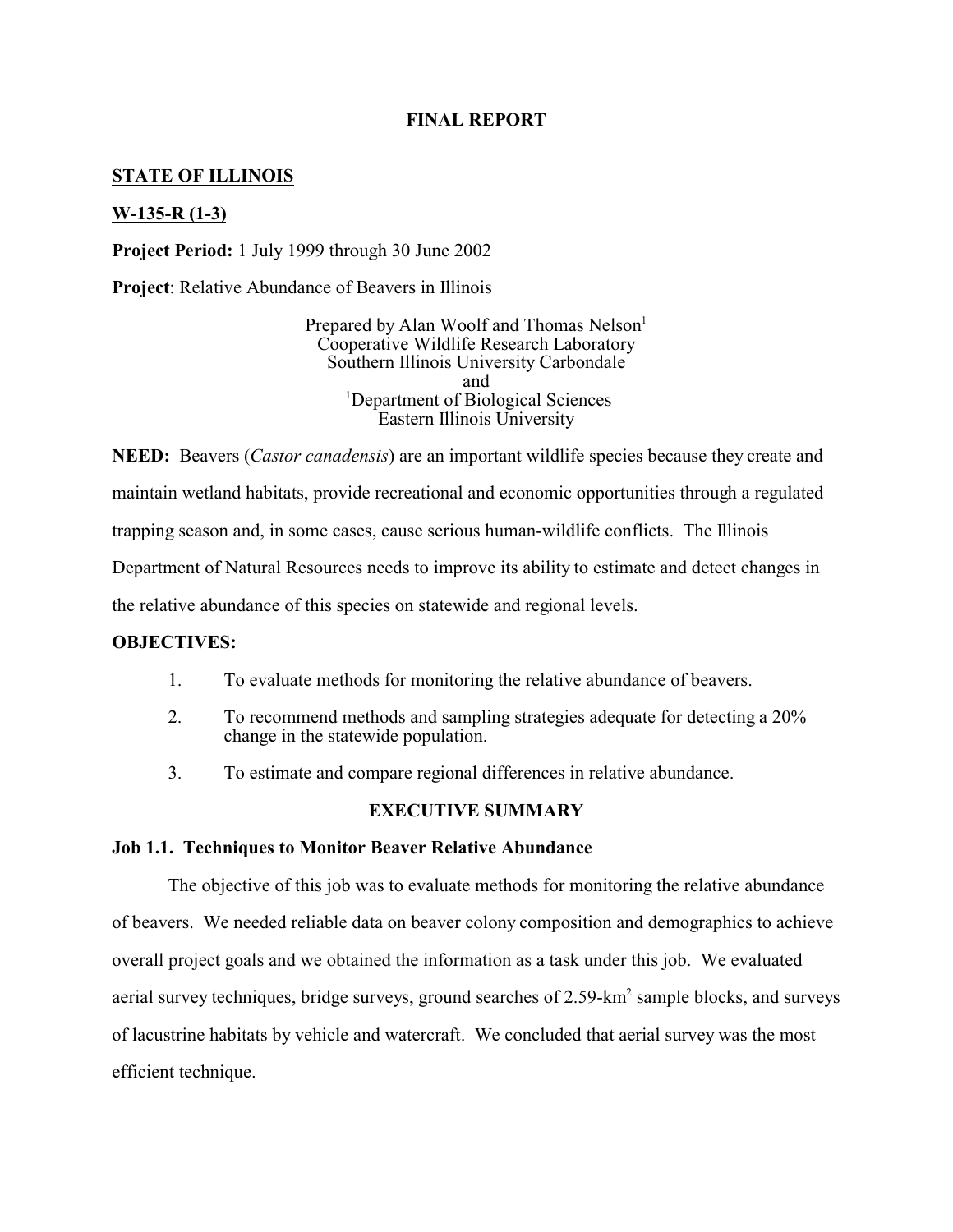# FINAL REPORT

**STATE OF ILLINOIS**

**W-135-R (1-3)**

**Project Period:** 1 July 1999 through 30 June 2002

**Project**: Relative Abundance of Beavers in Illinois

Prepared by Alan Woolf and Thomas Nelson[1]
Cooperative Wildlife Research Laboratory
Southern Illinois University Carbondale
and
[1]Department of Biological Sciences
Eastern Illinois University

**NEED:** Beavers (*Castor canadensis*) are an important wildlife species because they create and maintain wetland habitats, provide recreational and economic opportunities through a regulated trapping season and, in some cases, cause serious human-wildlife conflicts. The Illinois Department of Natural Resources needs to improve its ability to estimate and detect changes in the relative abundance of this species on statewide and regional levels.

**OBJECTIVES:**

1. To evaluate methods for monitoring the relative abundance of beavers.
2. To recommend methods and sampling strategies adequate for detecting a 20% change in the statewide population.
3. To estimate and compare regional differences in relative abundance.

## EXECUTIVE SUMMARY

### Job 1.1. Techniques to Monitor Beaver Relative Abundance

The objective of this job was to evaluate methods for monitoring the relative abundance of beavers. We needed reliable data on beaver colony composition and demographics to achieve overall project goals and we obtained the information as a task under this job. We evaluated aerial survey techniques, bridge surveys, ground searches of 2.59-km$^2$ sample blocks, and surveys of lacustrine habitats by vehicle and watercraft. We concluded that aerial survey was the most efficient technique.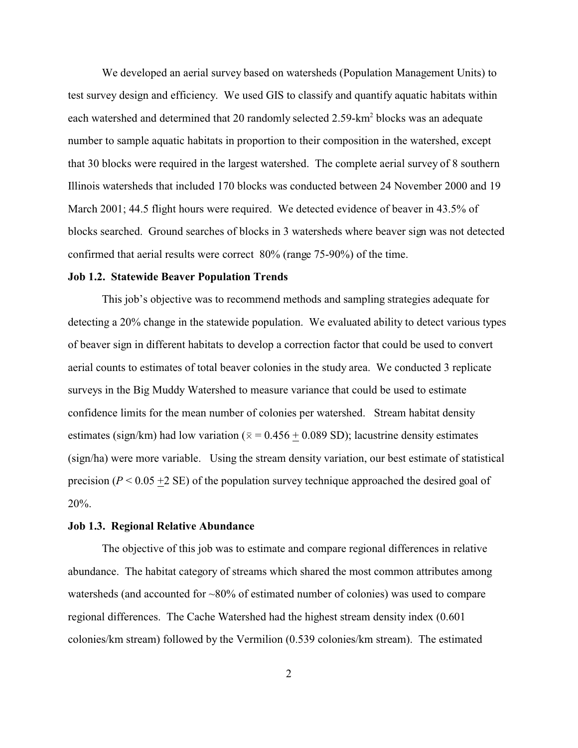We developed an aerial survey based on watersheds (Population Management Units) to test survey design and efficiency. We used GIS to classify and quantify aquatic habitats within each watershed and determined that 20 randomly selected 2.59-$km^2$ blocks was an adequate number to sample aquatic habitats in proportion to their composition in the watershed, except that 30 blocks were required in the largest watershed. The complete aerial survey of 8 southern Illinois watersheds that included 170 blocks was conducted between 24 November 2000 and 19 March 2001; 44.5 flight hours were required. We detected evidence of beaver in 43.5% of blocks searched. Ground searches of blocks in 3 watersheds where beaver sign was not detected confirmed that aerial results were correct 80% (range 75-90%) of the time.

**Job 1.2. Statewide Beaver Population Trends**

This job's objective was to recommend methods and sampling strategies adequate for detecting a 20% change in the statewide population. We evaluated ability to detect various types of beaver sign in different habitats to develop a correction factor that could be used to convert aerial counts to estimates of total beaver colonies in the study area. We conducted 3 replicate surveys in the Big Muddy Watershed to measure variance that could be used to estimate confidence limits for the mean number of colonies per watershed. Stream habitat density estimates (sign/km) had low variation ($\bar{x} = 0.456 \pm 0.089$ SD); lacustrine density estimates (sign/ha) were more variable. Using the stream density variation, our best estimate of statistical precision ($P < 0.05 \pm 2$ SE) of the population survey technique approached the desired goal of 20%.

**Job 1.3. Regional Relative Abundance**

The objective of this job was to estimate and compare regional differences in relative abundance. The habitat category of streams which shared the most common attributes among watersheds (and accounted for ~80% of estimated number of colonies) was used to compare regional differences. The Cache Watershed had the highest stream density index (0.601 colonies/km stream) followed by the Vermilion (0.539 colonies/km stream). The estimated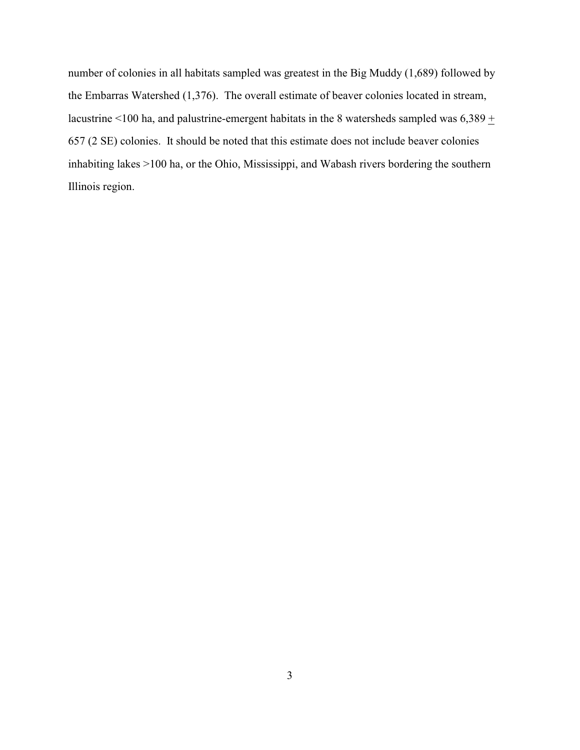number of colonies in all habitats sampled was greatest in the Big Muddy (1,689) followed by the Embarras Watershed (1,376). The overall estimate of beaver colonies located in stream, lacustrine <100 ha, and palustrine-emergent habitats in the 8 watersheds sampled was 6,389 $\pm$ 657 (2 SE) colonies. It should be noted that this estimate does not include beaver colonies inhabiting lakes >100 ha, or the Ohio, Mississippi, and Wabash rivers bordering the southern Illinois region.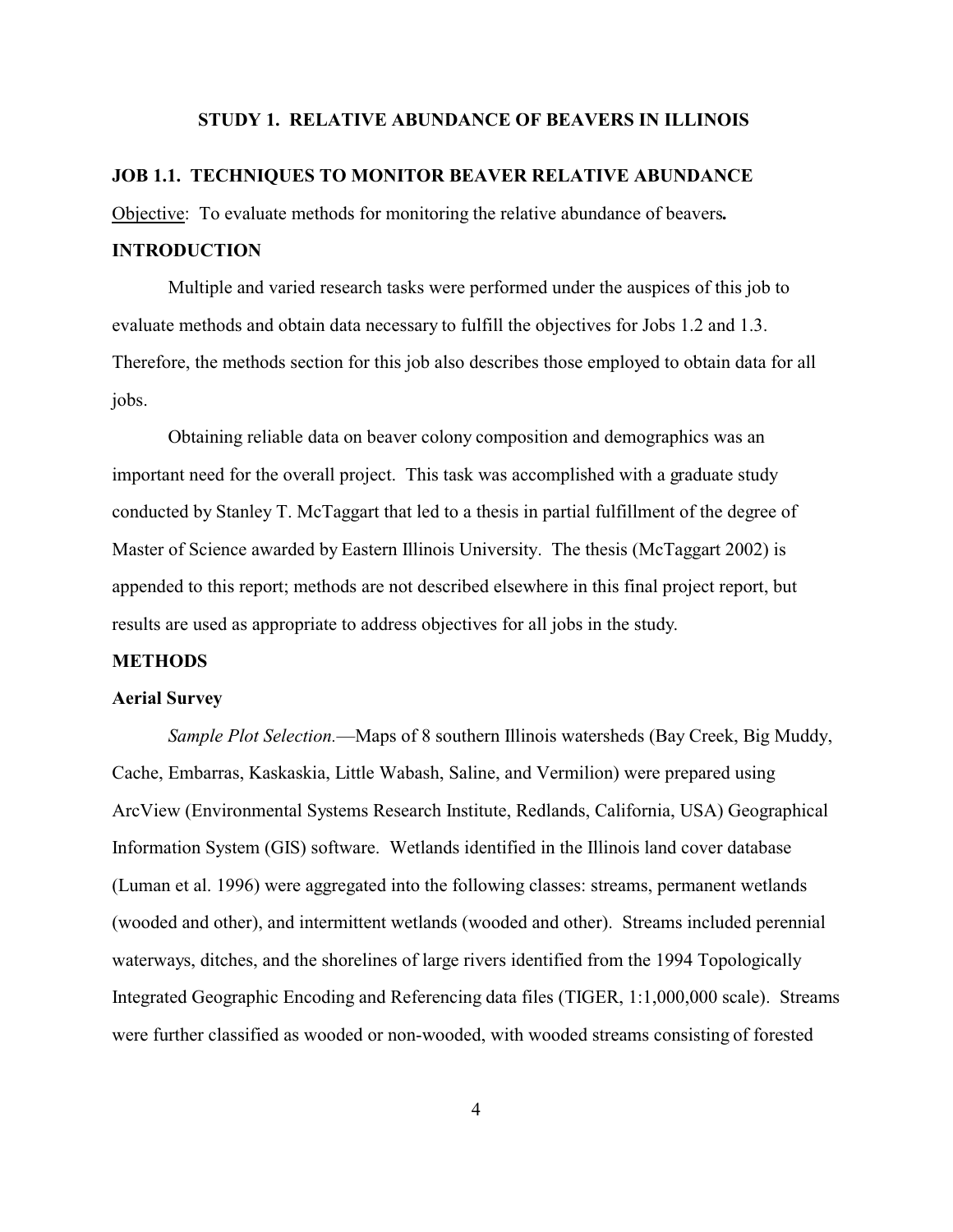## STUDY 1. RELATIVE ABUNDANCE OF BEAVERS IN ILLINOIS

### JOB 1.1. TECHNIQUES TO MONITOR BEAVER RELATIVE ABUNDANCE

Objective: To evaluate methods for monitoring the relative abundance of beavers**.**

### INTRODUCTION

Multiple and varied research tasks were performed under the auspices of this job to evaluate methods and obtain data necessary to fulfill the objectives for Jobs 1.2 and 1.3. Therefore, the methods section for this job also describes those employed to obtain data for all jobs.

Obtaining reliable data on beaver colony composition and demographics was an important need for the overall project. This task was accomplished with a graduate study conducted by Stanley T. McTaggart that led to a thesis in partial fulfillment of the degree of Master of Science awarded by Eastern Illinois University. The thesis (McTaggart 2002) is appended to this report; methods are not described elsewhere in this final project report, but results are used as appropriate to address objectives for all jobs in the study.

### METHODS

#### Aerial Survey

*Sample Plot Selection.*—Maps of 8 southern Illinois watersheds (Bay Creek, Big Muddy, Cache, Embarras, Kaskaskia, Little Wabash, Saline, and Vermilion) were prepared using ArcView (Environmental Systems Research Institute, Redlands, California, USA) Geographical Information System (GIS) software. Wetlands identified in the Illinois land cover database (Luman et al. 1996) were aggregated into the following classes: streams, permanent wetlands (wooded and other), and intermittent wetlands (wooded and other). Streams included perennial waterways, ditches, and the shorelines of large rivers identified from the 1994 Topologically Integrated Geographic Encoding and Referencing data files (TIGER, 1:1,000,000 scale). Streams were further classified as wooded or non-wooded, with wooded streams consisting of forested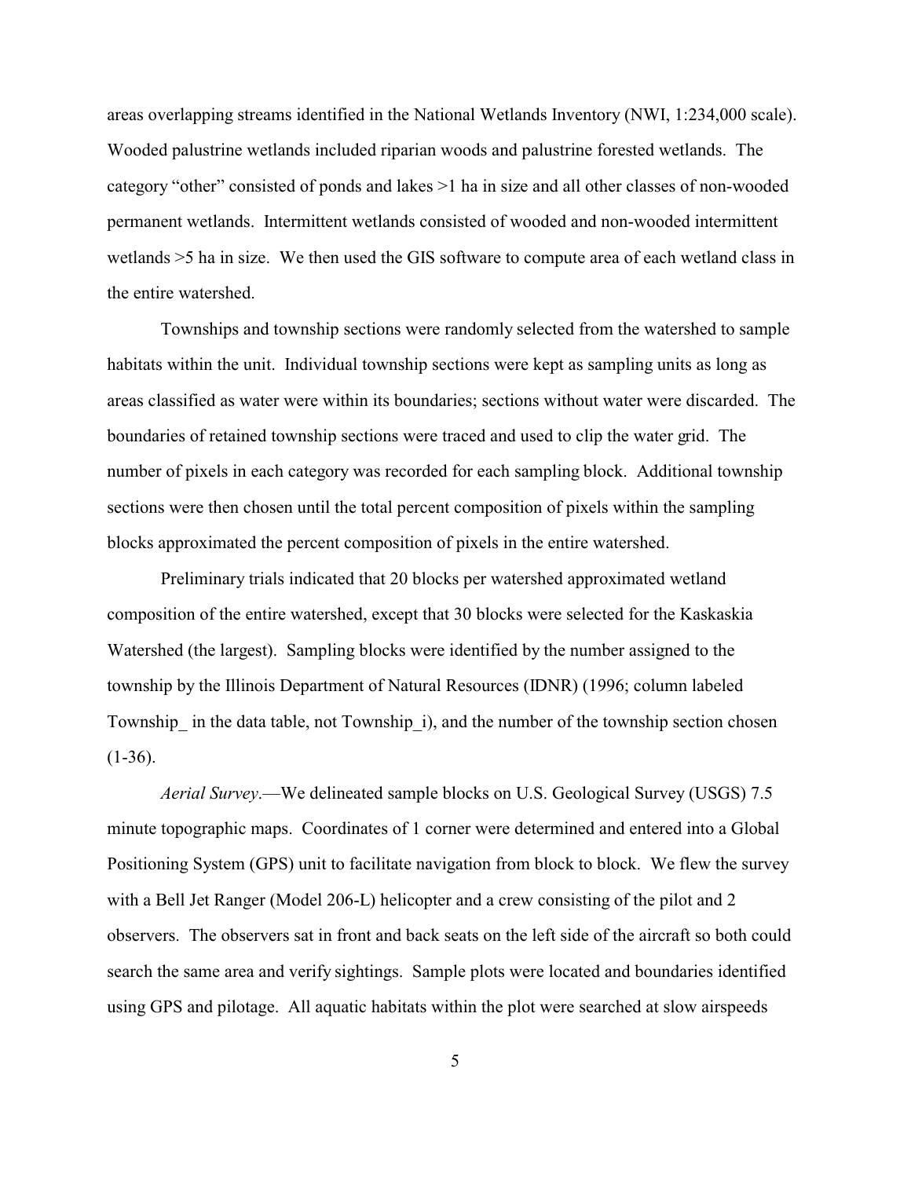areas overlapping streams identified in the National Wetlands Inventory (NWI, 1:234,000 scale). Wooded palustrine wetlands included riparian woods and palustrine forested wetlands. The category "other" consisted of ponds and lakes >1 ha in size and all other classes of non-wooded permanent wetlands. Intermittent wetlands consisted of wooded and non-wooded intermittent wetlands >5 ha in size. We then used the GIS software to compute area of each wetland class in the entire watershed.

Townships and township sections were randomly selected from the watershed to sample habitats within the unit. Individual township sections were kept as sampling units as long as areas classified as water were within its boundaries; sections without water were discarded. The boundaries of retained township sections were traced and used to clip the water grid. The number of pixels in each category was recorded for each sampling block. Additional township sections were then chosen until the total percent composition of pixels within the sampling blocks approximated the percent composition of pixels in the entire watershed.

Preliminary trials indicated that 20 blocks per watershed approximated wetland composition of the entire watershed, except that 30 blocks were selected for the Kaskaskia Watershed (the largest). Sampling blocks were identified by the number assigned to the township by the Illinois Department of Natural Resources (IDNR) (1996; column labeled Township_ in the data table, not Township_i), and the number of the township section chosen (1-36).

*Aerial Survey*.—We delineated sample blocks on U.S. Geological Survey (USGS) 7.5 minute topographic maps. Coordinates of 1 corner were determined and entered into a Global Positioning System (GPS) unit to facilitate navigation from block to block. We flew the survey with a Bell Jet Ranger (Model 206-L) helicopter and a crew consisting of the pilot and 2 observers. The observers sat in front and back seats on the left side of the aircraft so both could search the same area and verify sightings. Sample plots were located and boundaries identified using GPS and pilotage. All aquatic habitats within the plot were searched at slow airspeeds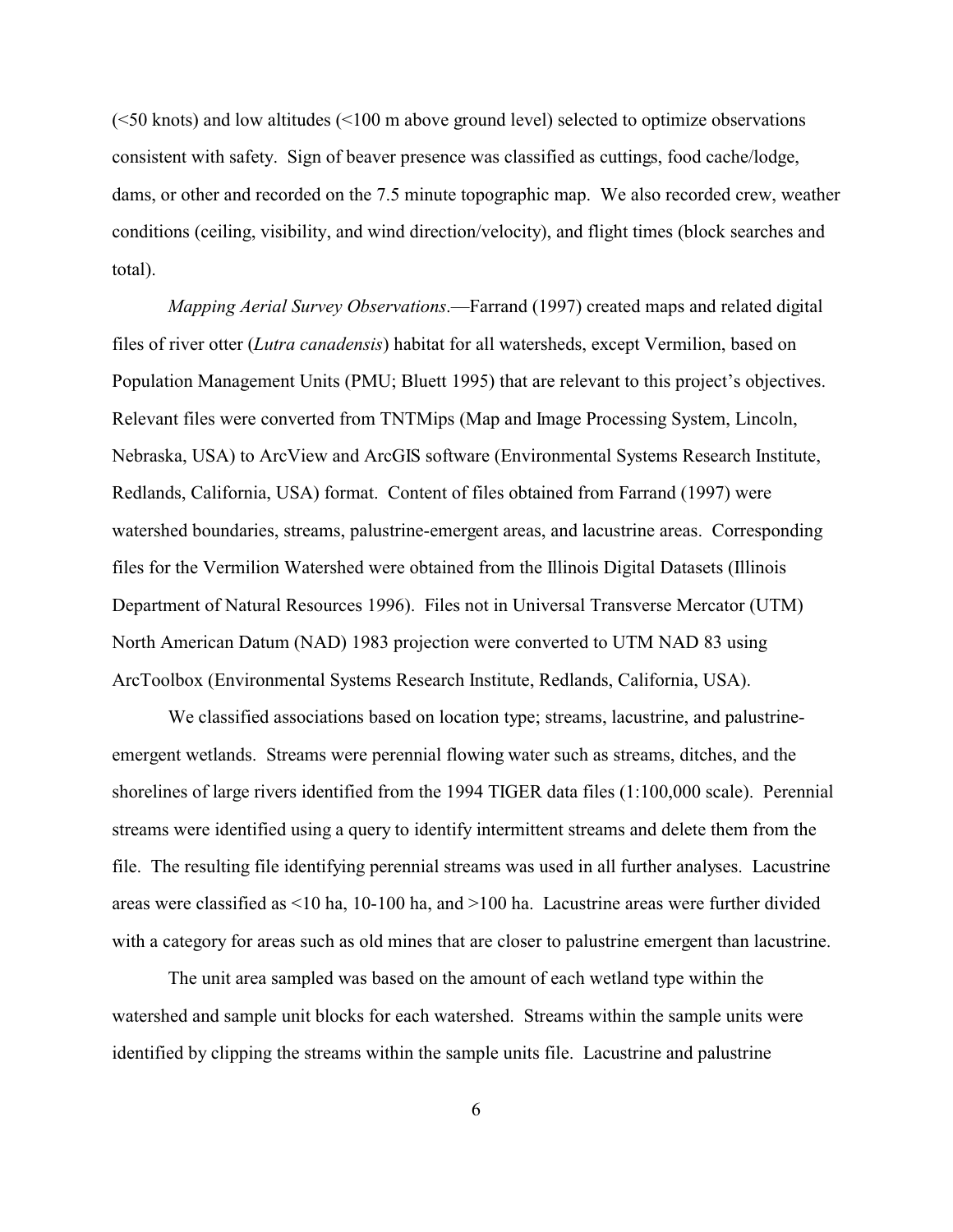(<50 knots) and low altitudes (<100 m above ground level) selected to optimize observations consistent with safety. Sign of beaver presence was classified as cuttings, food cache/lodge, dams, or other and recorded on the 7.5 minute topographic map. We also recorded crew, weather conditions (ceiling, visibility, and wind direction/velocity), and flight times (block searches and total).

*Mapping Aerial Survey Observations*.—Farrand (1997) created maps and related digital files of river otter (*Lutra canadensis*) habitat for all watersheds, except Vermilion, based on Population Management Units (PMU; Bluett 1995) that are relevant to this project's objectives. Relevant files were converted from TNTMips (Map and Image Processing System, Lincoln, Nebraska, USA) to ArcView and ArcGIS software (Environmental Systems Research Institute, Redlands, California, USA) format. Content of files obtained from Farrand (1997) were watershed boundaries, streams, palustrine-emergent areas, and lacustrine areas. Corresponding files for the Vermilion Watershed were obtained from the Illinois Digital Datasets (Illinois Department of Natural Resources 1996). Files not in Universal Transverse Mercator (UTM) North American Datum (NAD) 1983 projection were converted to UTM NAD 83 using ArcToolbox (Environmental Systems Research Institute, Redlands, California, USA).

We classified associations based on location type; streams, lacustrine, and palustrine-emergent wetlands. Streams were perennial flowing water such as streams, ditches, and the shorelines of large rivers identified from the 1994 TIGER data files (1:100,000 scale). Perennial streams were identified using a query to identify intermittent streams and delete them from the file. The resulting file identifying perennial streams was used in all further analyses. Lacustrine areas were classified as <10 ha, 10-100 ha, and >100 ha. Lacustrine areas were further divided with a category for areas such as old mines that are closer to palustrine emergent than lacustrine.

The unit area sampled was based on the amount of each wetland type within the watershed and sample unit blocks for each watershed. Streams within the sample units were identified by clipping the streams within the sample units file. Lacustrine and palustrine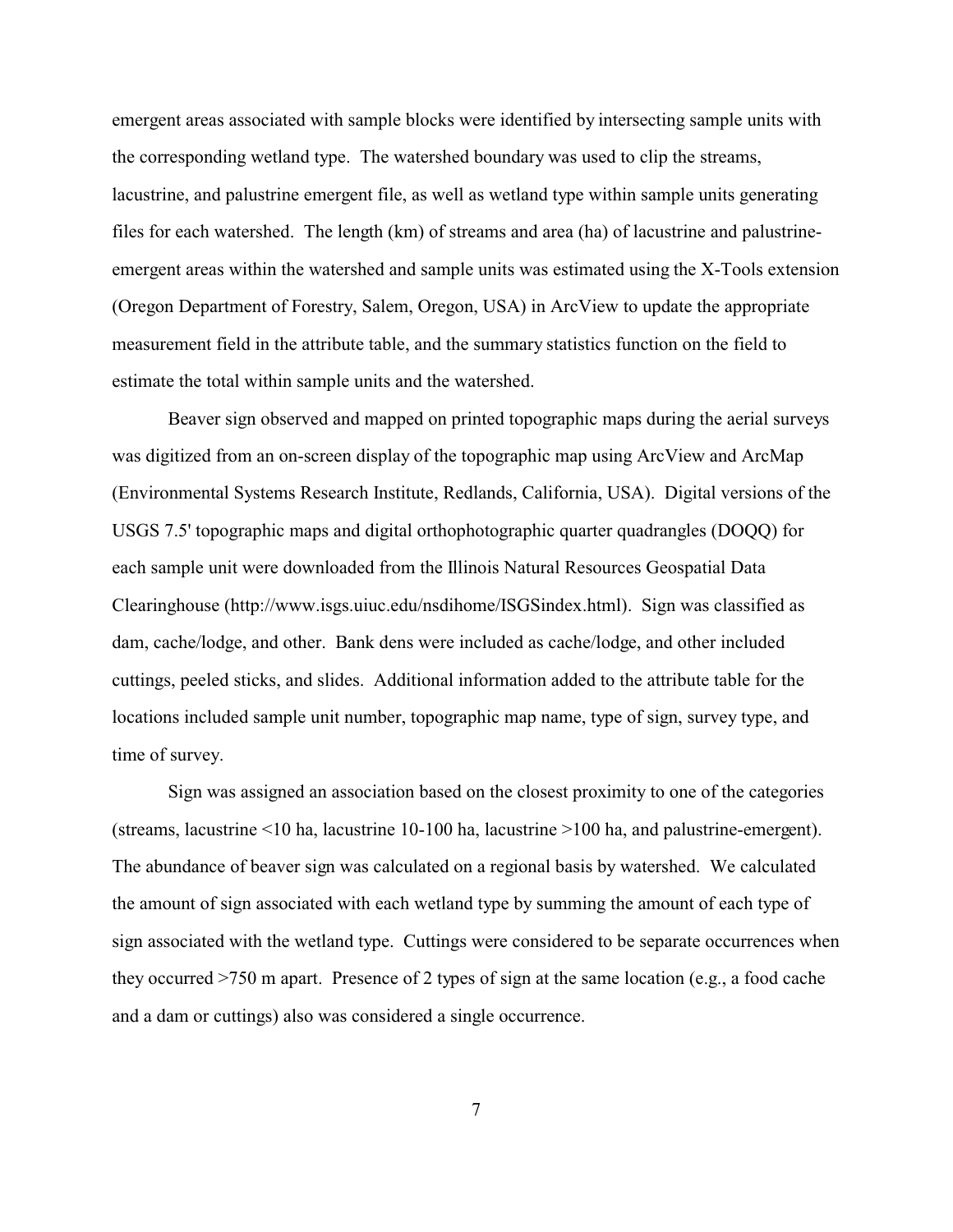emergent areas associated with sample blocks were identified by intersecting sample units with the corresponding wetland type. The watershed boundary was used to clip the streams, lacustrine, and palustrine emergent file, as well as wetland type within sample units generating files for each watershed. The length (km) of streams and area (ha) of lacustrine and palustrine-emergent areas within the watershed and sample units was estimated using the X-Tools extension (Oregon Department of Forestry, Salem, Oregon, USA) in ArcView to update the appropriate measurement field in the attribute table, and the summary statistics function on the field to estimate the total within sample units and the watershed.

Beaver sign observed and mapped on printed topographic maps during the aerial surveys was digitized from an on-screen display of the topographic map using ArcView and ArcMap (Environmental Systems Research Institute, Redlands, California, USA). Digital versions of the USGS 7.5' topographic maps and digital orthophotographic quarter quadrangles (DOQQ) for each sample unit were downloaded from the Illinois Natural Resources Geospatial Data Clearinghouse (http://www.isgs.uiuc.edu/nsdihome/ISGSindex.html). Sign was classified as dam, cache/lodge, and other. Bank dens were included as cache/lodge, and other included cuttings, peeled sticks, and slides. Additional information added to the attribute table for the locations included sample unit number, topographic map name, type of sign, survey type, and time of survey.

Sign was assigned an association based on the closest proximity to one of the categories (streams, lacustrine <10 ha, lacustrine 10-100 ha, lacustrine >100 ha, and palustrine-emergent). The abundance of beaver sign was calculated on a regional basis by watershed. We calculated the amount of sign associated with each wetland type by summing the amount of each type of sign associated with the wetland type. Cuttings were considered to be separate occurrences when they occurred >750 m apart. Presence of 2 types of sign at the same location (e.g., a food cache and a dam or cuttings) also was considered a single occurrence.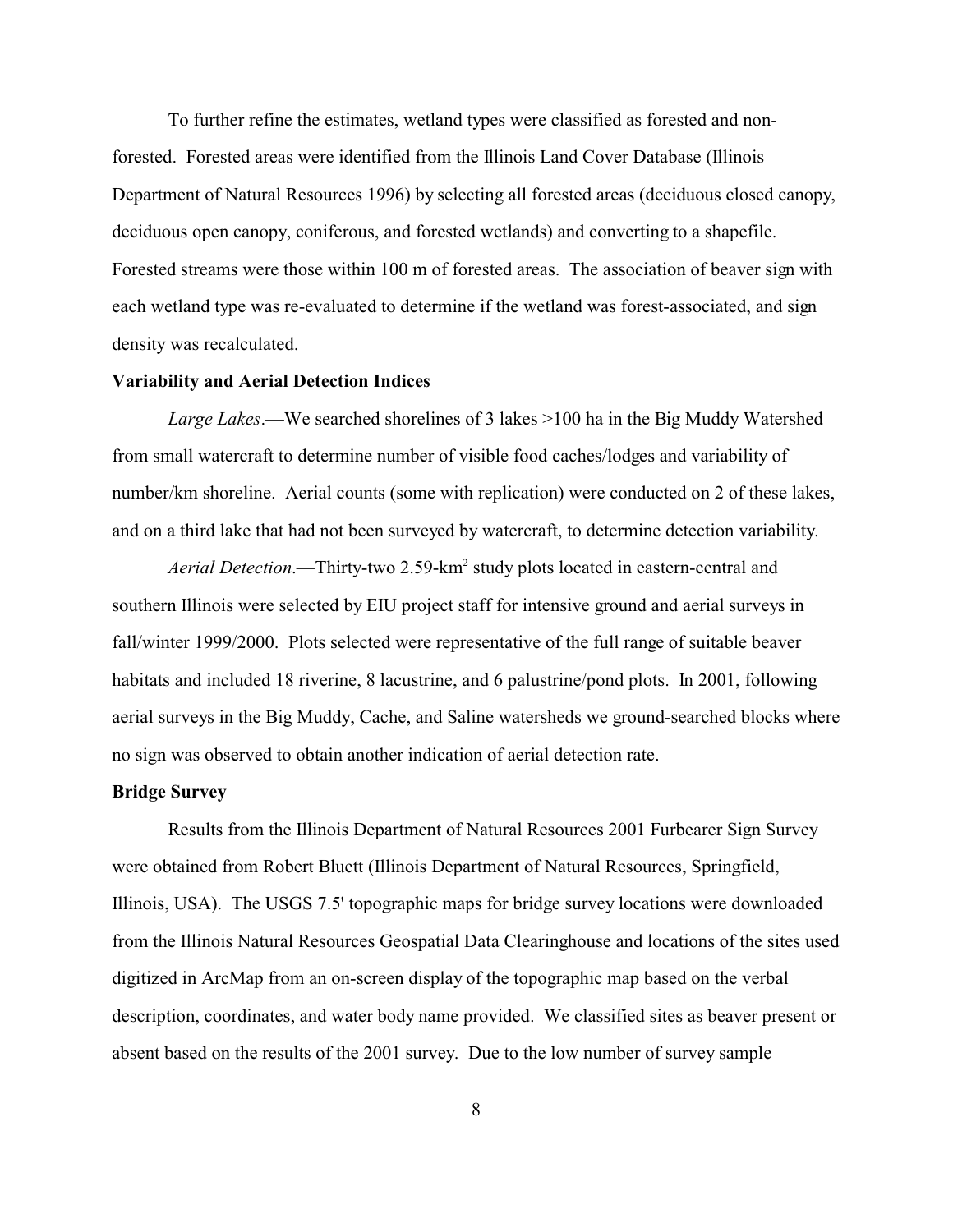To further refine the estimates, wetland types were classified as forested and non-forested. Forested areas were identified from the Illinois Land Cover Database (Illinois Department of Natural Resources 1996) by selecting all forested areas (deciduous closed canopy, deciduous open canopy, coniferous, and forested wetlands) and converting to a shapefile. Forested streams were those within 100 m of forested areas. The association of beaver sign with each wetland type was re-evaluated to determine if the wetland was forest-associated, and sign density was recalculated.

**Variability and Aerial Detection Indices**

*Large Lakes*.—We searched shorelines of 3 lakes >100 ha in the Big Muddy Watershed from small watercraft to determine number of visible food caches/lodges and variability of number/km shoreline. Aerial counts (some with replication) were conducted on 2 of these lakes, and on a third lake that had not been surveyed by watercraft, to determine detection variability.

*Aerial Detection*.—Thirty-two 2.59-km$^2$ study plots located in eastern-central and southern Illinois were selected by EIU project staff for intensive ground and aerial surveys in fall/winter 1999/2000. Plots selected were representative of the full range of suitable beaver habitats and included 18 riverine, 8 lacustrine, and 6 palustrine/pond plots. In 2001, following aerial surveys in the Big Muddy, Cache, and Saline watersheds we ground-searched blocks where no sign was observed to obtain another indication of aerial detection rate.

**Bridge Survey**

Results from the Illinois Department of Natural Resources 2001 Furbearer Sign Survey were obtained from Robert Bluett (Illinois Department of Natural Resources, Springfield, Illinois, USA). The USGS 7.5' topographic maps for bridge survey locations were downloaded from the Illinois Natural Resources Geospatial Data Clearinghouse and locations of the sites used digitized in ArcMap from an on-screen display of the topographic map based on the verbal description, coordinates, and water body name provided. We classified sites as beaver present or absent based on the results of the 2001 survey. Due to the low number of survey sample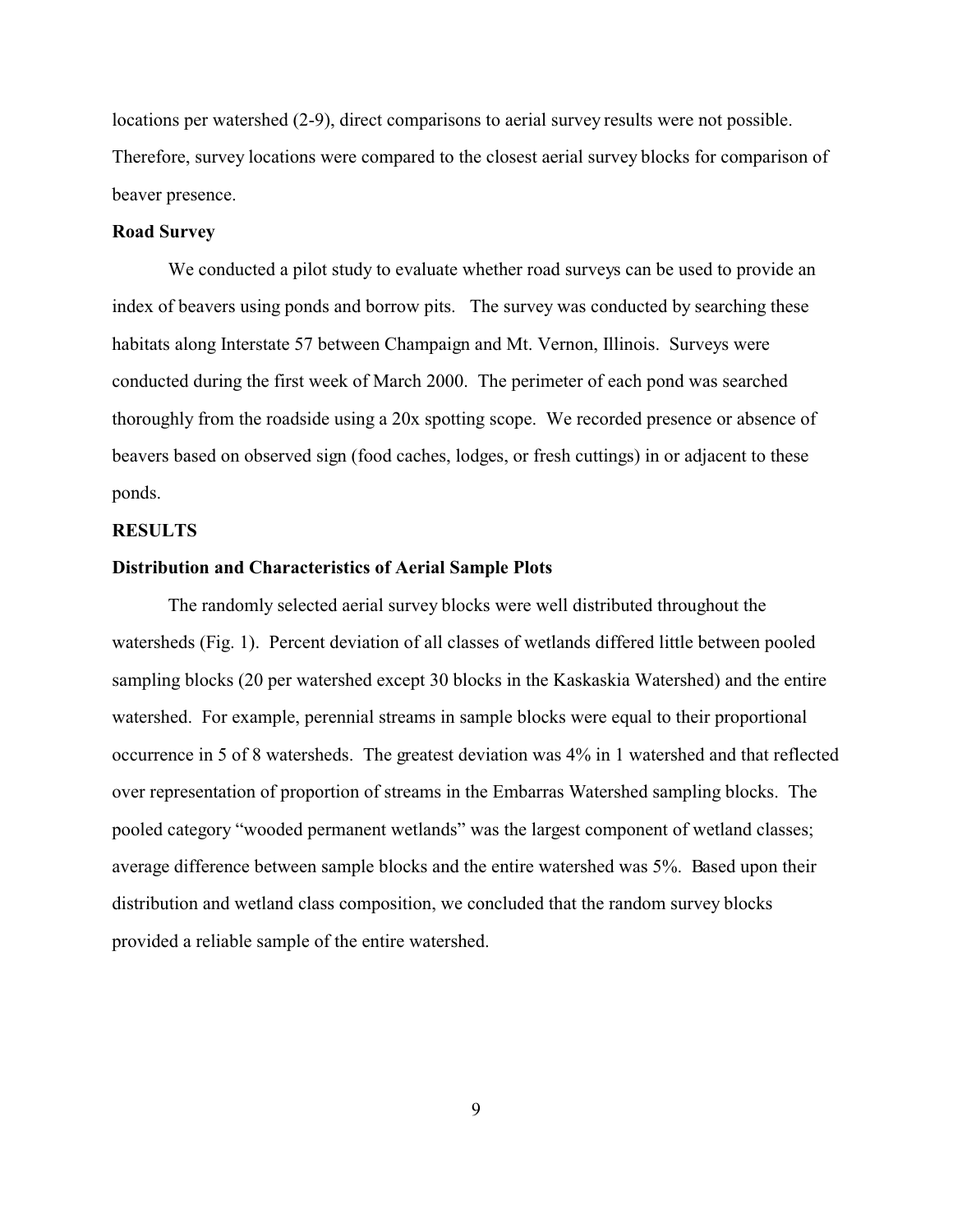locations per watershed (2-9), direct comparisons to aerial survey results were not possible. Therefore, survey locations were compared to the closest aerial survey blocks for comparison of beaver presence.

**Road Survey**

We conducted a pilot study to evaluate whether road surveys can be used to provide an index of beavers using ponds and borrow pits. The survey was conducted by searching these habitats along Interstate 57 between Champaign and Mt. Vernon, Illinois. Surveys were conducted during the first week of March 2000. The perimeter of each pond was searched thoroughly from the roadside using a 20x spotting scope. We recorded presence or absence of beavers based on observed sign (food caches, lodges, or fresh cuttings) in or adjacent to these ponds.

## RESULTS

**Distribution and Characteristics of Aerial Sample Plots**

The randomly selected aerial survey blocks were well distributed throughout the watersheds (Fig. 1). Percent deviation of all classes of wetlands differed little between pooled sampling blocks (20 per watershed except 30 blocks in the Kaskaskia Watershed) and the entire watershed. For example, perennial streams in sample blocks were equal to their proportional occurrence in 5 of 8 watersheds. The greatest deviation was 4% in 1 watershed and that reflected over representation of proportion of streams in the Embarras Watershed sampling blocks. The pooled category "wooded permanent wetlands" was the largest component of wetland classes; average difference between sample blocks and the entire watershed was 5%. Based upon their distribution and wetland class composition, we concluded that the random survey blocks provided a reliable sample of the entire watershed.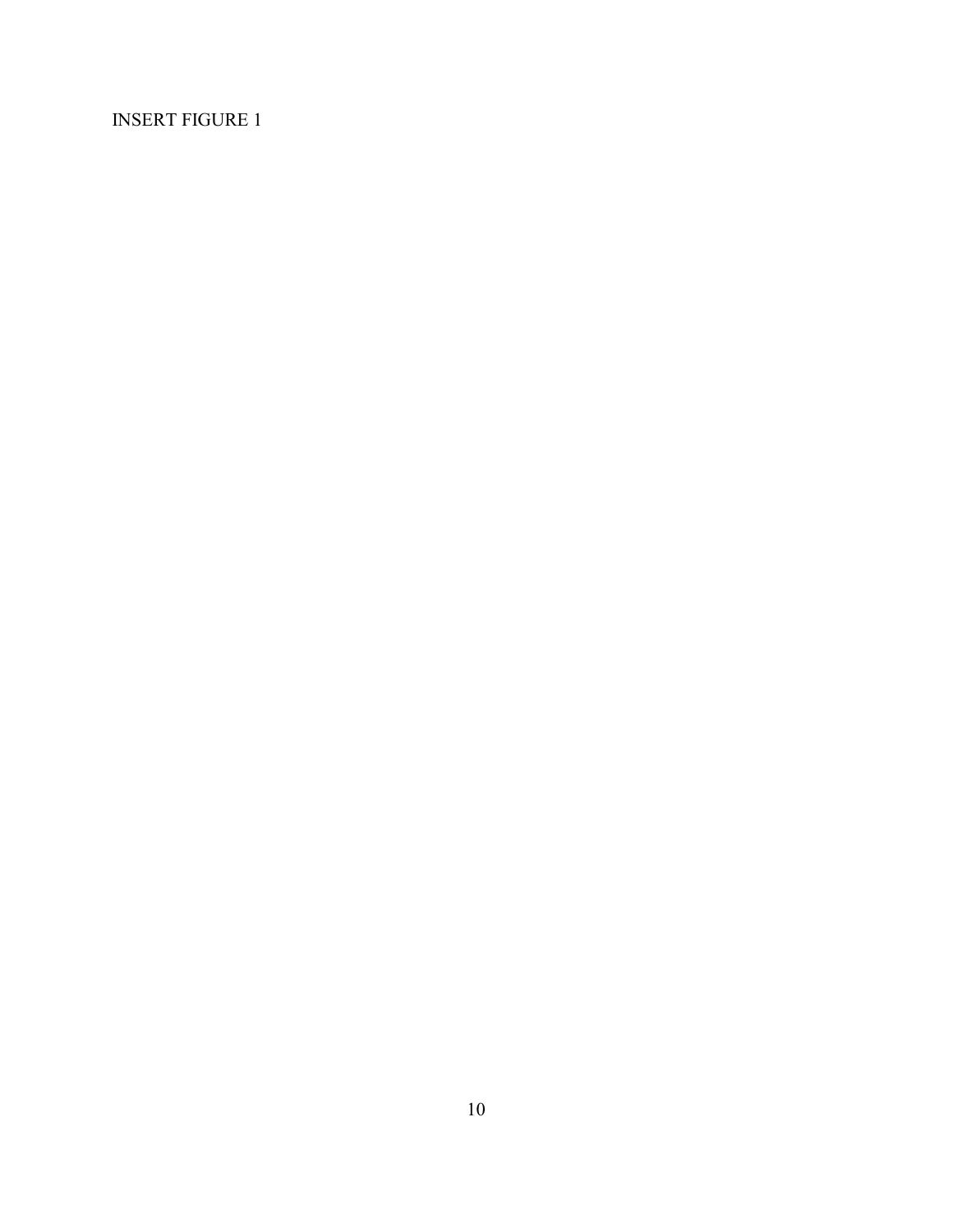INSERT FIGURE 1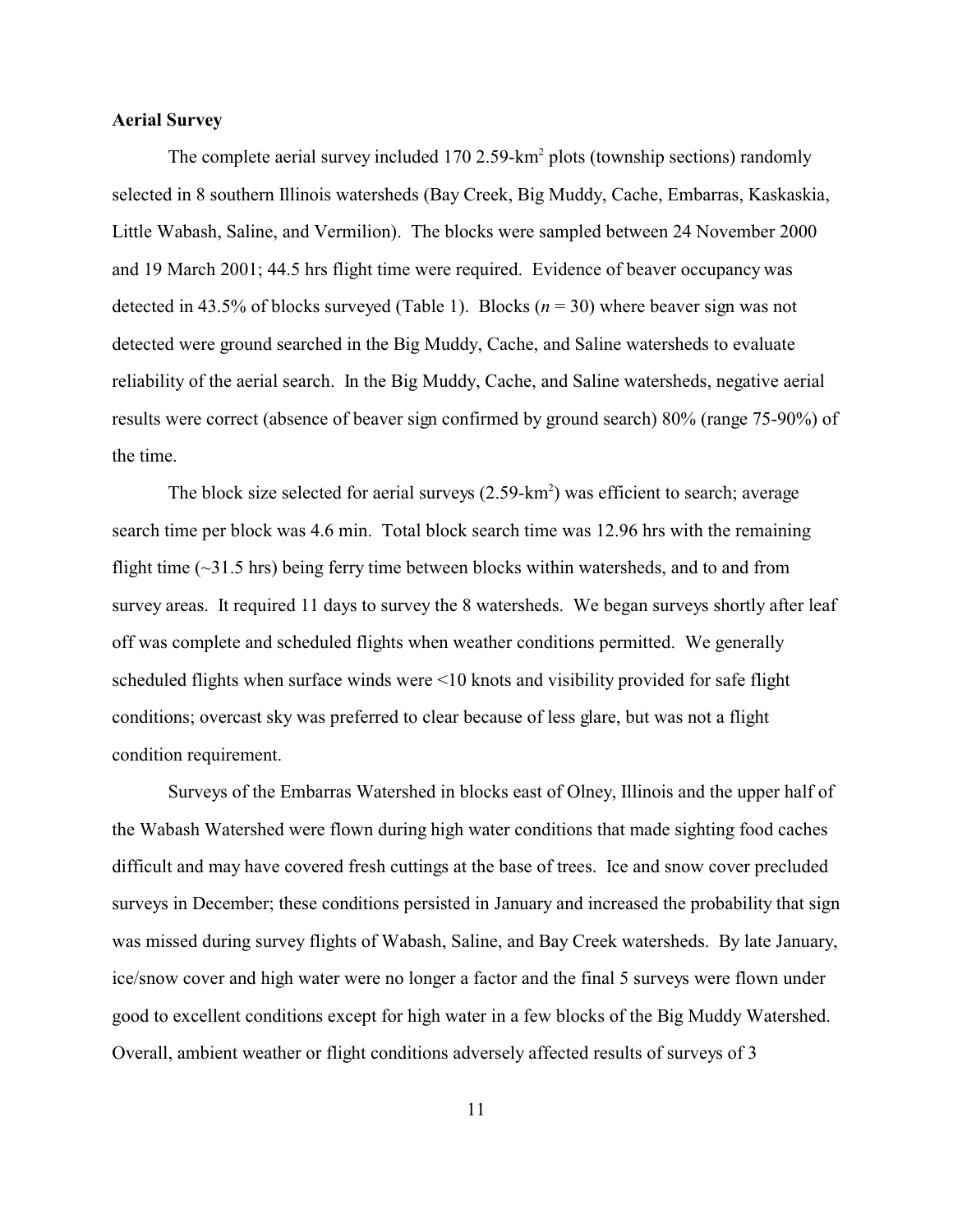**Aerial Survey**

The complete aerial survey included 170 2.59-km$^2$ plots (township sections) randomly selected in 8 southern Illinois watersheds (Bay Creek, Big Muddy, Cache, Embarras, Kaskaskia, Little Wabash, Saline, and Vermilion). The blocks were sampled between 24 November 2000 and 19 March 2001; 44.5 hrs flight time were required. Evidence of beaver occupancy was detected in 43.5% of blocks surveyed (Table 1). Blocks ($n$ = 30) where beaver sign was not detected were ground searched in the Big Muddy, Cache, and Saline watersheds to evaluate reliability of the aerial search. In the Big Muddy, Cache, and Saline watersheds, negative aerial results were correct (absence of beaver sign confirmed by ground search) 80% (range 75-90%) of the time.

The block size selected for aerial surveys (2.59-km$^2$) was efficient to search; average search time per block was 4.6 min. Total block search time was 12.96 hrs with the remaining flight time (~31.5 hrs) being ferry time between blocks within watersheds, and to and from survey areas. It required 11 days to survey the 8 watersheds. We began surveys shortly after leaf off was complete and scheduled flights when weather conditions permitted. We generally scheduled flights when surface winds were <10 knots and visibility provided for safe flight conditions; overcast sky was preferred to clear because of less glare, but was not a flight condition requirement.

Surveys of the Embarras Watershed in blocks east of Olney, Illinois and the upper half of the Wabash Watershed were flown during high water conditions that made sighting food caches difficult and may have covered fresh cuttings at the base of trees. Ice and snow cover precluded surveys in December; these conditions persisted in January and increased the probability that sign was missed during survey flights of Wabash, Saline, and Bay Creek watersheds. By late January, ice/snow cover and high water were no longer a factor and the final 5 surveys were flown under good to excellent conditions except for high water in a few blocks of the Big Muddy Watershed. Overall, ambient weather or flight conditions adversely affected results of surveys of 3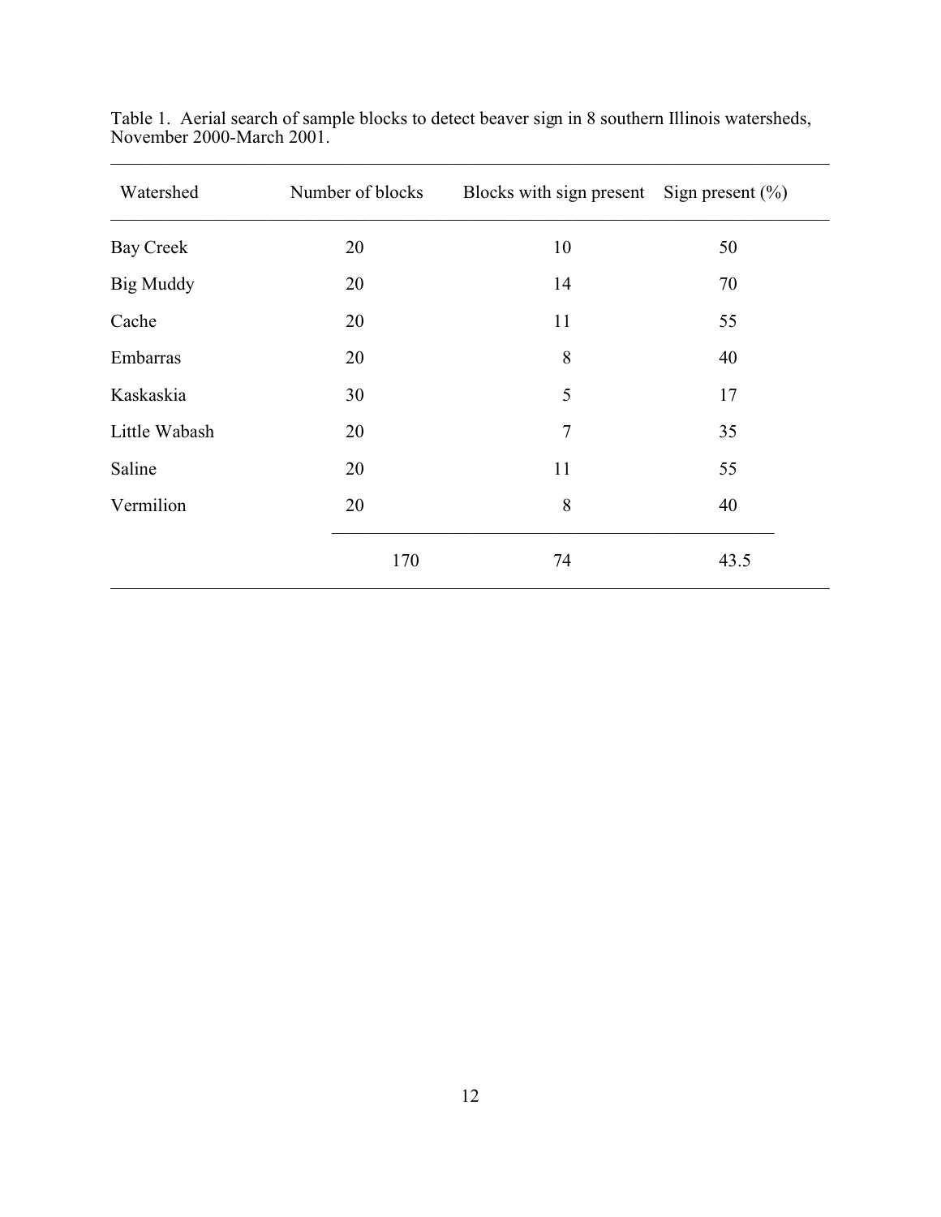Table 1. Aerial search of sample blocks to detect beaver sign in 8 southern Illinois watersheds, November 2000-March 2001.

| Watershed | Number of blocks | Blocks with sign present | Sign present (%) |
|---|---|---|---|
| Bay Creek | 20 | 10 | 50 |
| Big Muddy | 20 | 14 | 70 |
| Cache | 20 | 11 | 55 |
| Embarras | 20 | 8 | 40 |
| Kaskaskia | 30 | 5 | 17 |
| Little Wabash | 20 | 7 | 35 |
| Saline | 20 | 11 | 55 |
| Vermilion | 20 | 8 | 40 |
| | 170 | 74 | 43.5 |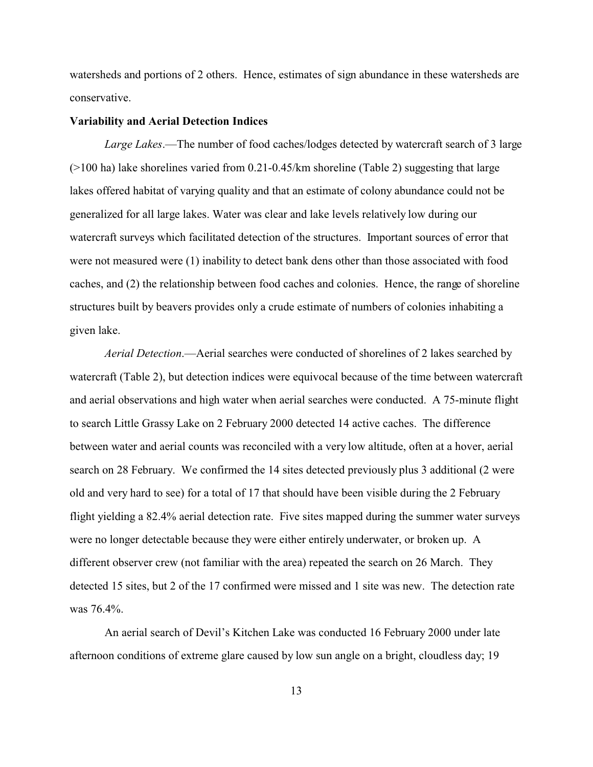watersheds and portions of 2 others. Hence, estimates of sign abundance in these watersheds are conservative.

**Variability and Aerial Detection Indices**

*Large Lakes*.—The number of food caches/lodges detected by watercraft search of 3 large (>100 ha) lake shorelines varied from 0.21-0.45/km shoreline (Table 2) suggesting that large lakes offered habitat of varying quality and that an estimate of colony abundance could not be generalized for all large lakes. Water was clear and lake levels relatively low during our watercraft surveys which facilitated detection of the structures. Important sources of error that were not measured were (1) inability to detect bank dens other than those associated with food caches, and (2) the relationship between food caches and colonies. Hence, the range of shoreline structures built by beavers provides only a crude estimate of numbers of colonies inhabiting a given lake.

*Aerial Detection*.—Aerial searches were conducted of shorelines of 2 lakes searched by watercraft (Table 2), but detection indices were equivocal because of the time between watercraft and aerial observations and high water when aerial searches were conducted. A 75-minute flight to search Little Grassy Lake on 2 February 2000 detected 14 active caches. The difference between water and aerial counts was reconciled with a very low altitude, often at a hover, aerial search on 28 February. We confirmed the 14 sites detected previously plus 3 additional (2 were old and very hard to see) for a total of 17 that should have been visible during the 2 February flight yielding a 82.4% aerial detection rate. Five sites mapped during the summer water surveys were no longer detectable because they were either entirely underwater, or broken up. A different observer crew (not familiar with the area) repeated the search on 26 March. They detected 15 sites, but 2 of the 17 confirmed were missed and 1 site was new. The detection rate was 76.4%.

An aerial search of Devil's Kitchen Lake was conducted 16 February 2000 under late afternoon conditions of extreme glare caused by low sun angle on a bright, cloudless day; 19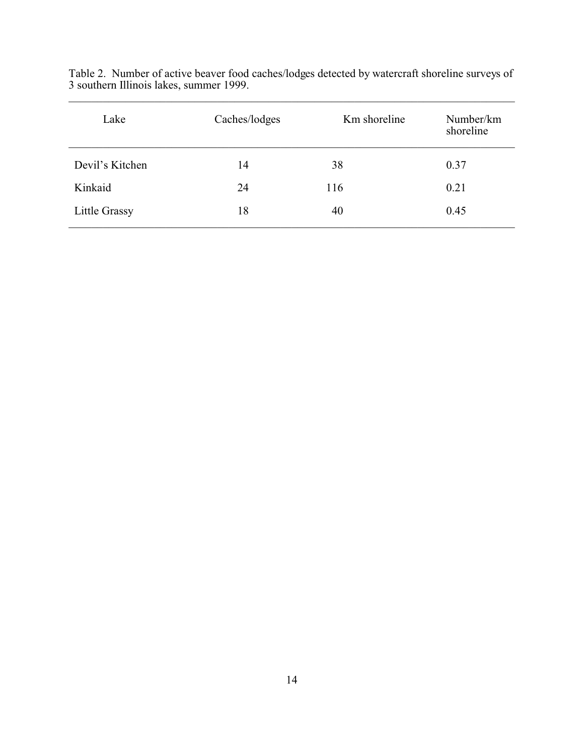Table 2. Number of active beaver food caches/lodges detected by watercraft shoreline surveys of 3 southern Illinois lakes, summer 1999.

| Lake | Caches/lodges | Km shoreline | Number/km shoreline |
| --- | --- | --- | --- |
| Devil's Kitchen | 14 | 38 | 0.37 |
| Kinkaid | 24 | 116 | 0.21 |
| Little Grassy | 18 | 40 | 0.45 |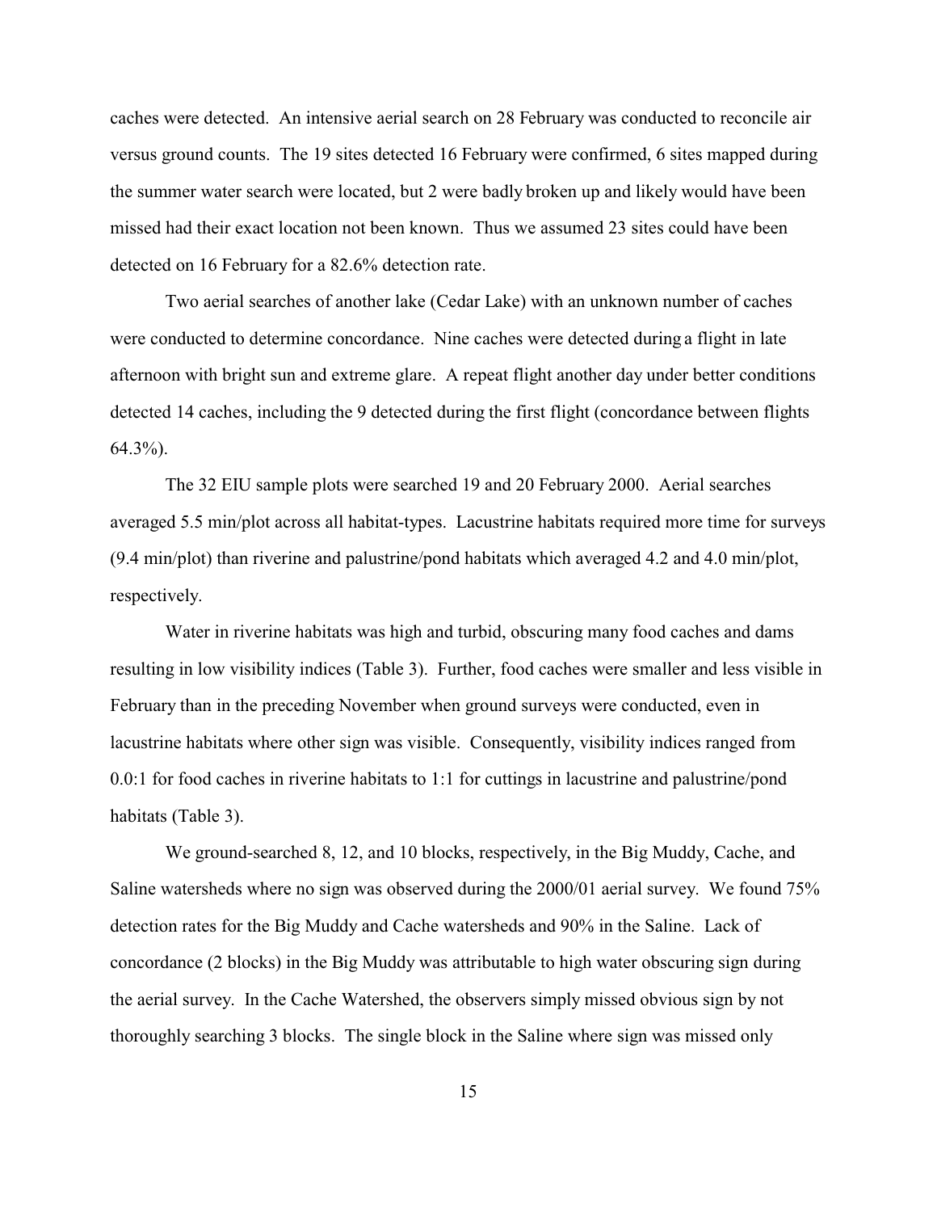caches were detected. An intensive aerial search on 28 February was conducted to reconcile air versus ground counts. The 19 sites detected 16 February were confirmed, 6 sites mapped during the summer water search were located, but 2 were badly broken up and likely would have been missed had their exact location not been known. Thus we assumed 23 sites could have been detected on 16 February for a 82.6% detection rate.

Two aerial searches of another lake (Cedar Lake) with an unknown number of caches were conducted to determine concordance. Nine caches were detected during a flight in late afternoon with bright sun and extreme glare. A repeat flight another day under better conditions detected 14 caches, including the 9 detected during the first flight (concordance between flights 64.3%).

The 32 EIU sample plots were searched 19 and 20 February 2000. Aerial searches averaged 5.5 min/plot across all habitat-types. Lacustrine habitats required more time for surveys (9.4 min/plot) than riverine and palustrine/pond habitats which averaged 4.2 and 4.0 min/plot, respectively.

Water in riverine habitats was high and turbid, obscuring many food caches and dams resulting in low visibility indices (Table 3). Further, food caches were smaller and less visible in February than in the preceding November when ground surveys were conducted, even in lacustrine habitats where other sign was visible. Consequently, visibility indices ranged from 0.0:1 for food caches in riverine habitats to 1:1 for cuttings in lacustrine and palustrine/pond habitats (Table 3).

We ground-searched 8, 12, and 10 blocks, respectively, in the Big Muddy, Cache, and Saline watersheds where no sign was observed during the 2000/01 aerial survey. We found 75% detection rates for the Big Muddy and Cache watersheds and 90% in the Saline. Lack of concordance (2 blocks) in the Big Muddy was attributable to high water obscuring sign during the aerial survey. In the Cache Watershed, the observers simply missed obvious sign by not thoroughly searching 3 blocks. The single block in the Saline where sign was missed only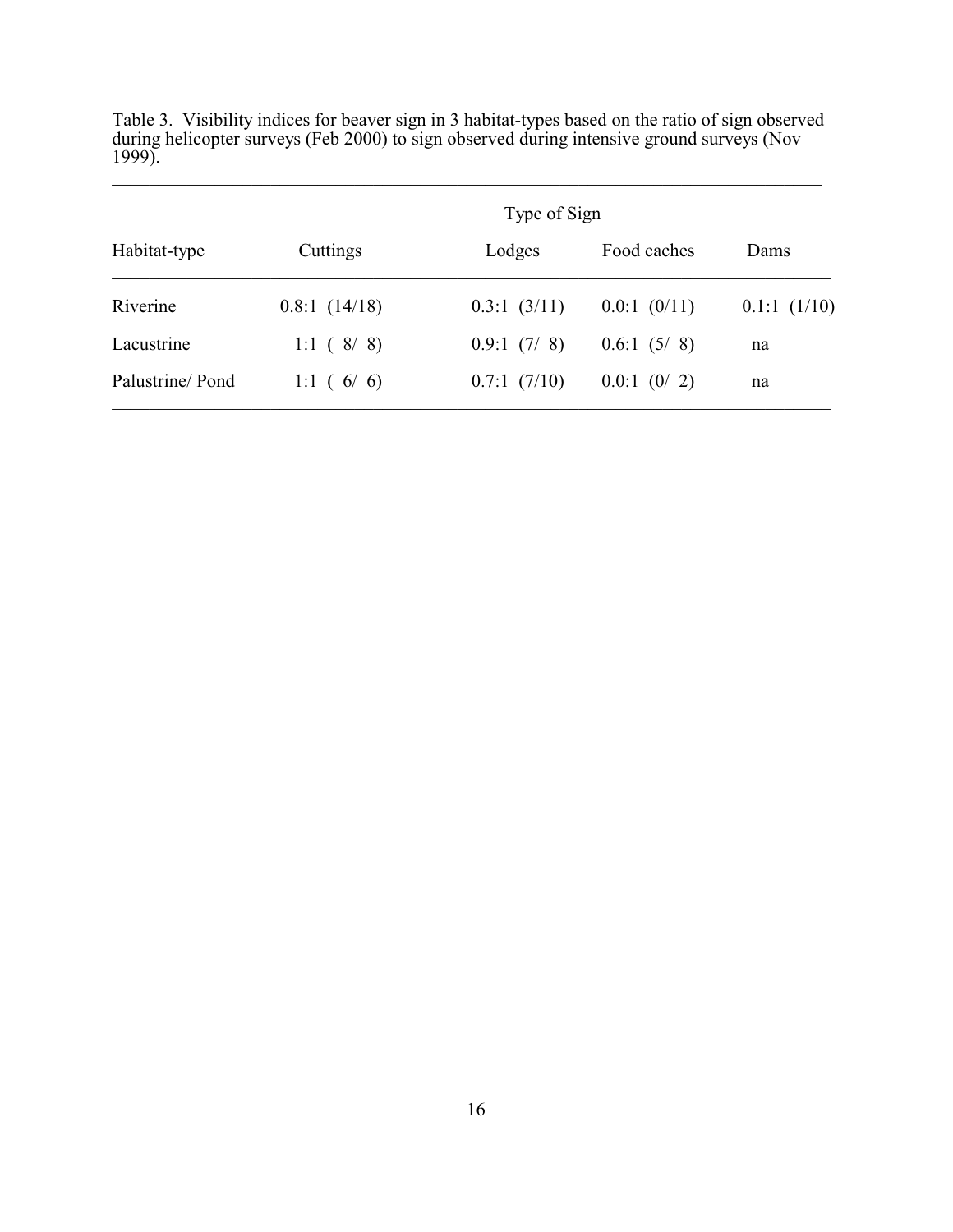Table 3. Visibility indices for beaver sign in 3 habitat-types based on the ratio of sign observed during helicopter surveys (Feb 2000) to sign observed during intensive ground surveys (Nov 1999).

| | Type of Sign | | | |
|---|---|---|---|---|
| Habitat-type | Cuttings | Lodges | Food caches | Dams |
| Riverine | 0.8:1 (14/18) | 0.3:1 (3/11) | 0.0:1 (0/11) | 0.1:1 (1/10) |
| Lacustrine | 1:1 ( 8/ 8) | 0.9:1 (7/ 8) | 0.6:1 (5/ 8) | na |
| Palustrine/ Pond | 1:1 ( 6/ 6) | 0.7:1 (7/10) | 0.0:1 (0/ 2) | na |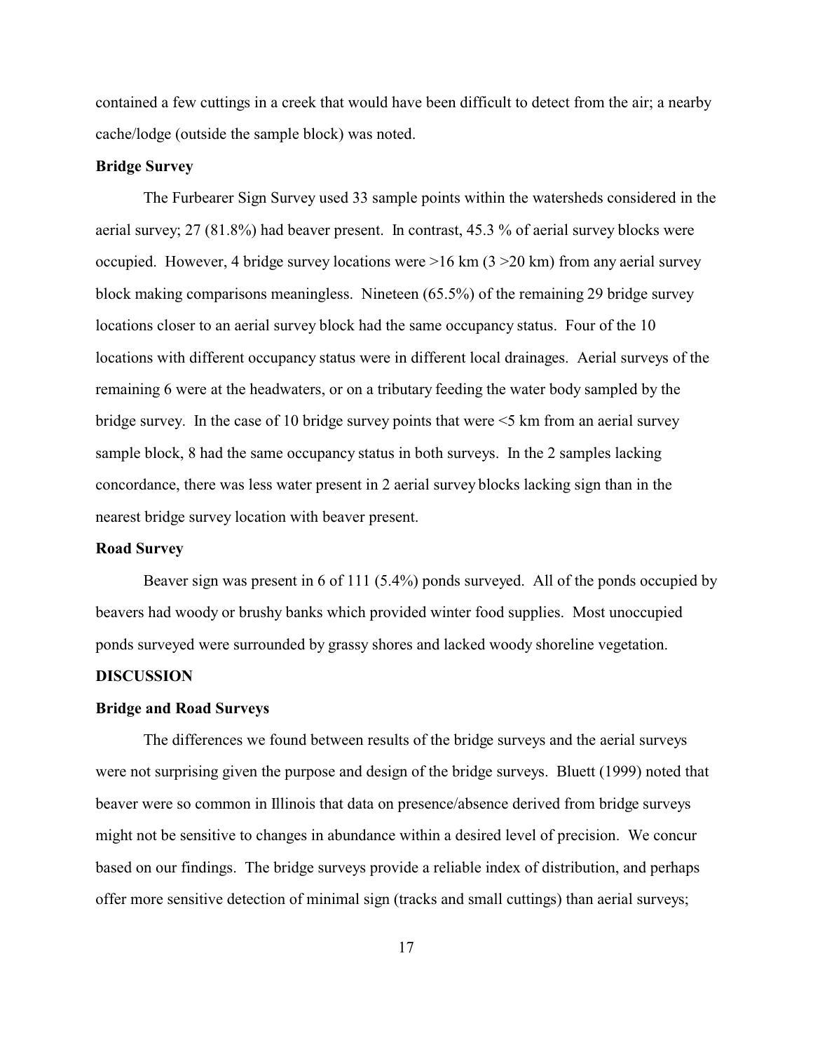contained a few cuttings in a creek that would have been difficult to detect from the air; a nearby cache/lodge (outside the sample block) was noted.

**Bridge Survey**

The Furbearer Sign Survey used 33 sample points within the watersheds considered in the aerial survey; 27 (81.8%) had beaver present. In contrast, 45.3 % of aerial survey blocks were occupied. However, 4 bridge survey locations were >16 km (3 >20 km) from any aerial survey block making comparisons meaningless. Nineteen (65.5%) of the remaining 29 bridge survey locations closer to an aerial survey block had the same occupancy status. Four of the 10 locations with different occupancy status were in different local drainages. Aerial surveys of the remaining 6 were at the headwaters, or on a tributary feeding the water body sampled by the bridge survey. In the case of 10 bridge survey points that were <5 km from an aerial survey sample block, 8 had the same occupancy status in both surveys. In the 2 samples lacking concordance, there was less water present in 2 aerial survey blocks lacking sign than in the nearest bridge survey location with beaver present.

**Road Survey**

Beaver sign was present in 6 of 111 (5.4%) ponds surveyed. All of the ponds occupied by beavers had woody or brushy banks which provided winter food supplies. Most unoccupied ponds surveyed were surrounded by grassy shores and lacked woody shoreline vegetation.

**DISCUSSION**

**Bridge and Road Surveys**

The differences we found between results of the bridge surveys and the aerial surveys were not surprising given the purpose and design of the bridge surveys. Bluett (1999) noted that beaver were so common in Illinois that data on presence/absence derived from bridge surveys might not be sensitive to changes in abundance within a desired level of precision. We concur based on our findings. The bridge surveys provide a reliable index of distribution, and perhaps offer more sensitive detection of minimal sign (tracks and small cuttings) than aerial surveys;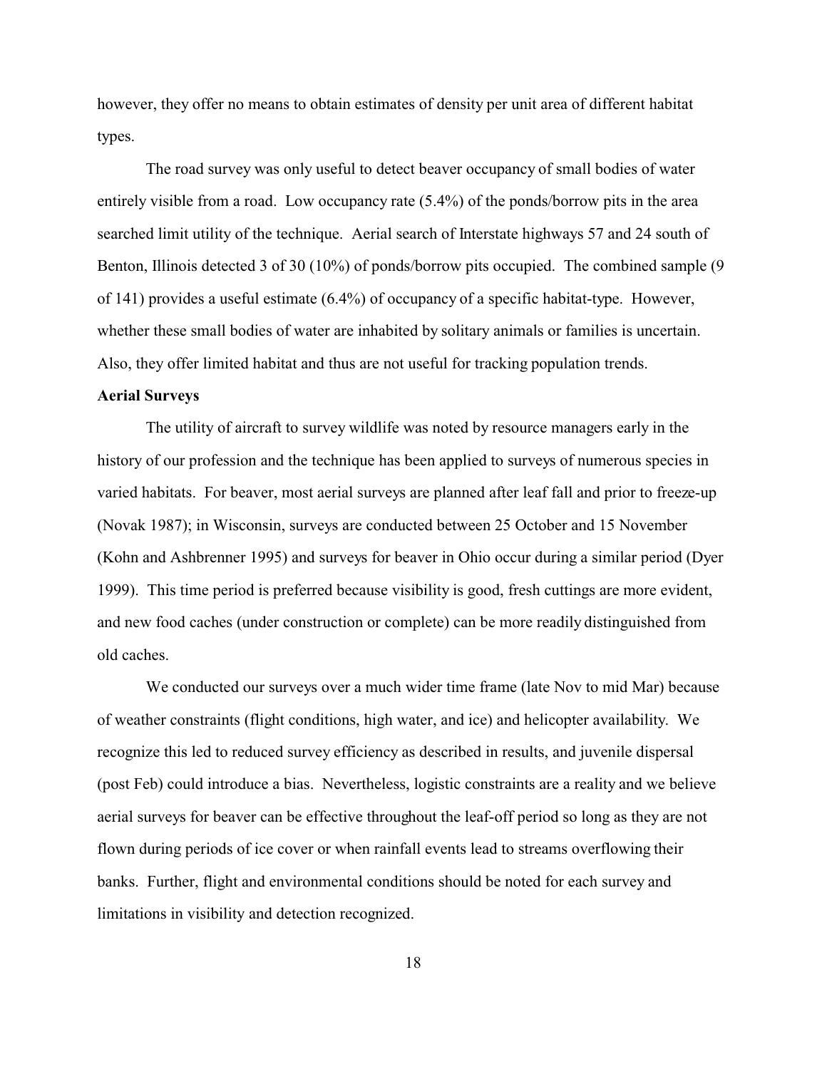however, they offer no means to obtain estimates of density per unit area of different habitat types.

The road survey was only useful to detect beaver occupancy of small bodies of water entirely visible from a road. Low occupancy rate (5.4%) of the ponds/borrow pits in the area searched limit utility of the technique. Aerial search of Interstate highways 57 and 24 south of Benton, Illinois detected 3 of 30 (10%) of ponds/borrow pits occupied. The combined sample (9 of 141) provides a useful estimate (6.4%) of occupancy of a specific habitat-type. However, whether these small bodies of water are inhabited by solitary animals or families is uncertain. Also, they offer limited habitat and thus are not useful for tracking population trends.

**Aerial Surveys**

The utility of aircraft to survey wildlife was noted by resource managers early in the history of our profession and the technique has been applied to surveys of numerous species in varied habitats. For beaver, most aerial surveys are planned after leaf fall and prior to freeze-up (Novak 1987); in Wisconsin, surveys are conducted between 25 October and 15 November (Kohn and Ashbrenner 1995) and surveys for beaver in Ohio occur during a similar period (Dyer 1999). This time period is preferred because visibility is good, fresh cuttings are more evident, and new food caches (under construction or complete) can be more readily distinguished from old caches.

We conducted our surveys over a much wider time frame (late Nov to mid Mar) because of weather constraints (flight conditions, high water, and ice) and helicopter availability. We recognize this led to reduced survey efficiency as described in results, and juvenile dispersal (post Feb) could introduce a bias. Nevertheless, logistic constraints are a reality and we believe aerial surveys for beaver can be effective throughout the leaf-off period so long as they are not flown during periods of ice cover or when rainfall events lead to streams overflowing their banks. Further, flight and environmental conditions should be noted for each survey and limitations in visibility and detection recognized.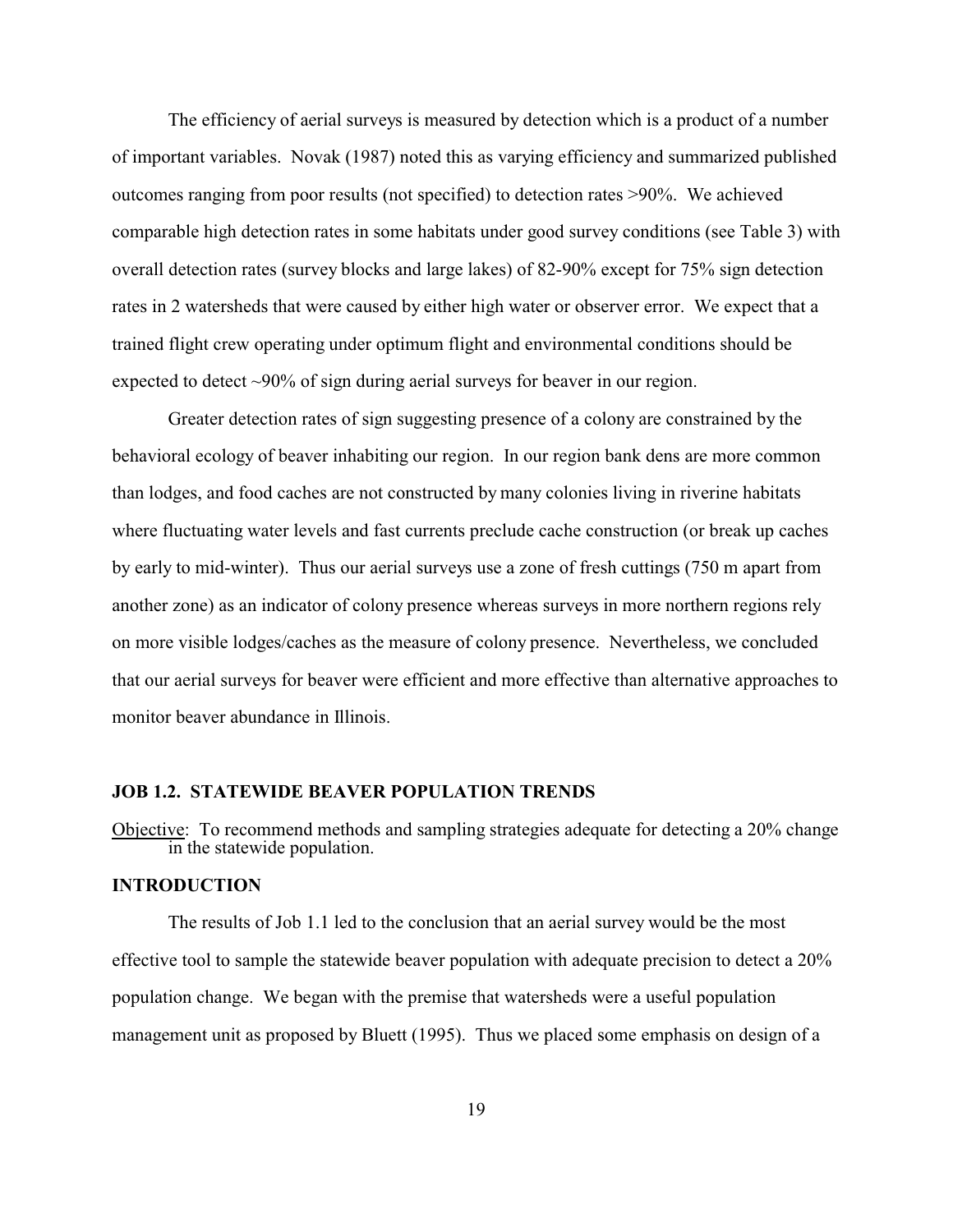The efficiency of aerial surveys is measured by detection which is a product of a number of important variables. Novak (1987) noted this as varying efficiency and summarized published outcomes ranging from poor results (not specified) to detection rates >90%. We achieved comparable high detection rates in some habitats under good survey conditions (see Table 3) with overall detection rates (survey blocks and large lakes) of 82-90% except for 75% sign detection rates in 2 watersheds that were caused by either high water or observer error. We expect that a trained flight crew operating under optimum flight and environmental conditions should be expected to detect ~90% of sign during aerial surveys for beaver in our region.

Greater detection rates of sign suggesting presence of a colony are constrained by the behavioral ecology of beaver inhabiting our region. In our region bank dens are more common than lodges, and food caches are not constructed by many colonies living in riverine habitats where fluctuating water levels and fast currents preclude cache construction (or break up caches by early to mid-winter). Thus our aerial surveys use a zone of fresh cuttings (750 m apart from another zone) as an indicator of colony presence whereas surveys in more northern regions rely on more visible lodges/caches as the measure of colony presence. Nevertheless, we concluded that our aerial surveys for beaver were efficient and more effective than alternative approaches to monitor beaver abundance in Illinois.

## JOB 1.2. STATEWIDE BEAVER POPULATION TRENDS

Objective: To recommend methods and sampling strategies adequate for detecting a 20% change in the statewide population.

### INTRODUCTION

The results of Job 1.1 led to the conclusion that an aerial survey would be the most effective tool to sample the statewide beaver population with adequate precision to detect a 20% population change. We began with the premise that watersheds were a useful population management unit as proposed by Bluett (1995). Thus we placed some emphasis on design of a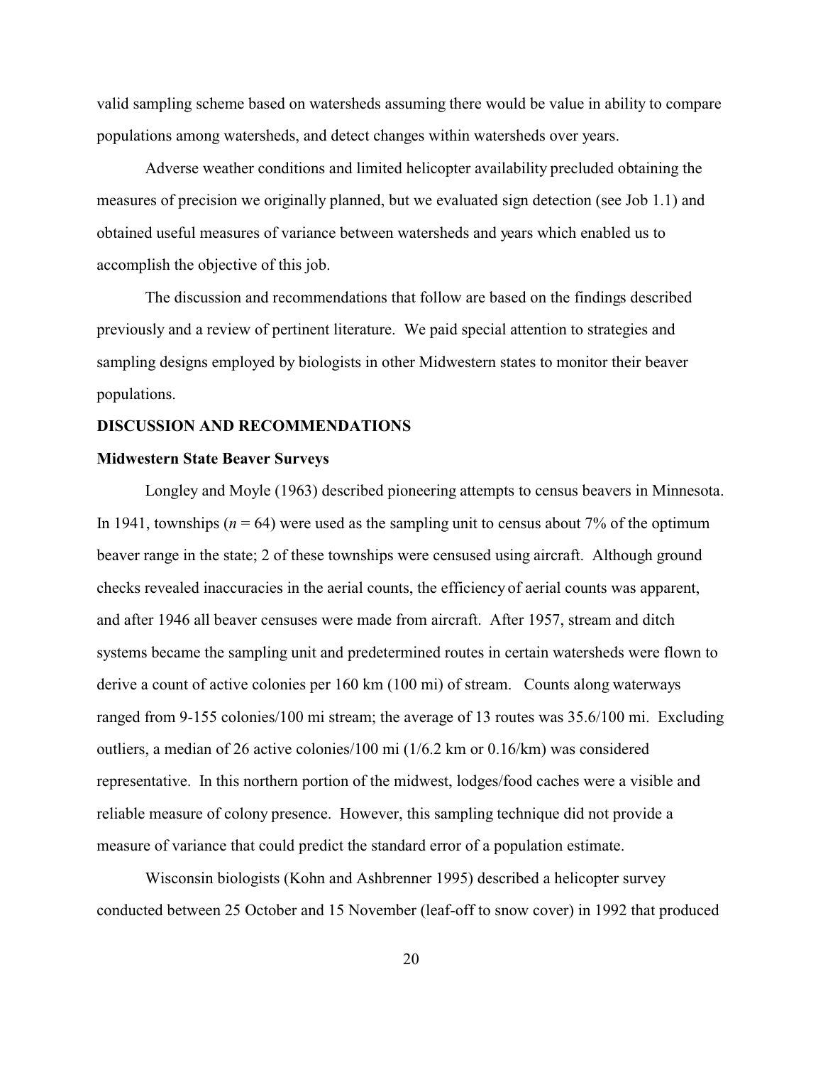valid sampling scheme based on watersheds assuming there would be value in ability to compare populations among watersheds, and detect changes within watersheds over years.

Adverse weather conditions and limited helicopter availability precluded obtaining the measures of precision we originally planned, but we evaluated sign detection (see Job 1.1) and obtained useful measures of variance between watersheds and years which enabled us to accomplish the objective of this job.

The discussion and recommendations that follow are based on the findings described previously and a review of pertinent literature. We paid special attention to strategies and sampling designs employed by biologists in other Midwestern states to monitor their beaver populations.

## DISCUSSION AND RECOMMENDATIONS

### Midwestern State Beaver Surveys

Longley and Moyle (1963) described pioneering attempts to census beavers in Minnesota. In 1941, townships ($n = 64$) were used as the sampling unit to census about 7% of the optimum beaver range in the state; 2 of these townships were censused using aircraft. Although ground checks revealed inaccuracies in the aerial counts, the efficiency of aerial counts was apparent, and after 1946 all beaver censuses were made from aircraft. After 1957, stream and ditch systems became the sampling unit and predetermined routes in certain watersheds were flown to derive a count of active colonies per 160 km (100 mi) of stream. Counts along waterways ranged from 9-155 colonies/100 mi stream; the average of 13 routes was 35.6/100 mi. Excluding outliers, a median of 26 active colonies/100 mi (1/6.2 km or 0.16/km) was considered representative. In this northern portion of the midwest, lodges/food caches were a visible and reliable measure of colony presence. However, this sampling technique did not provide a measure of variance that could predict the standard error of a population estimate.

Wisconsin biologists (Kohn and Ashbrenner 1995) described a helicopter survey conducted between 25 October and 15 November (leaf-off to snow cover) in 1992 that produced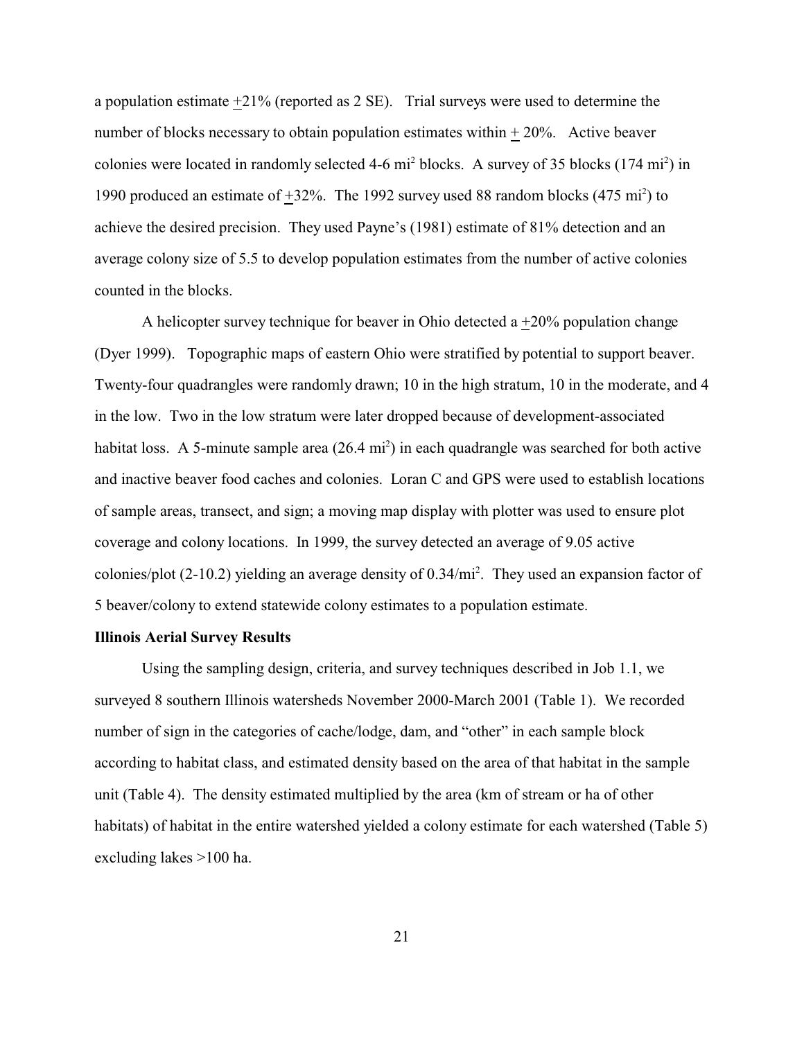a population estimate ±21% (reported as 2 SE). Trial surveys were used to determine the number of blocks necessary to obtain population estimates within ± 20%. Active beaver colonies were located in randomly selected 4-6 $mi^2$ blocks. A survey of 35 blocks (174 $mi^2$) in 1990 produced an estimate of ±32%. The 1992 survey used 88 random blocks (475 $mi^2$) to achieve the desired precision. They used Payne's (1981) estimate of 81% detection and an average colony size of 5.5 to develop population estimates from the number of active colonies counted in the blocks.

A helicopter survey technique for beaver in Ohio detected a ±20% population change (Dyer 1999). Topographic maps of eastern Ohio were stratified by potential to support beaver. Twenty-four quadrangles were randomly drawn; 10 in the high stratum, 10 in the moderate, and 4 in the low. Two in the low stratum were later dropped because of development-associated habitat loss. A 5-minute sample area (26.4 $mi^2$) in each quadrangle was searched for both active and inactive beaver food caches and colonies. Loran C and GPS were used to establish locations of sample areas, transect, and sign; a moving map display with plotter was used to ensure plot coverage and colony locations. In 1999, the survey detected an average of 9.05 active colonies/plot (2-10.2) yielding an average density of 0.34/$mi^2$. They used an expansion factor of 5 beaver/colony to extend statewide colony estimates to a population estimate.

**Illinois Aerial Survey Results**

Using the sampling design, criteria, and survey techniques described in Job 1.1, we surveyed 8 southern Illinois watersheds November 2000-March 2001 (Table 1). We recorded number of sign in the categories of cache/lodge, dam, and "other" in each sample block according to habitat class, and estimated density based on the area of that habitat in the sample unit (Table 4). The density estimated multiplied by the area (km of stream or ha of other habitats) of habitat in the entire watershed yielded a colony estimate for each watershed (Table 5) excluding lakes >100 ha.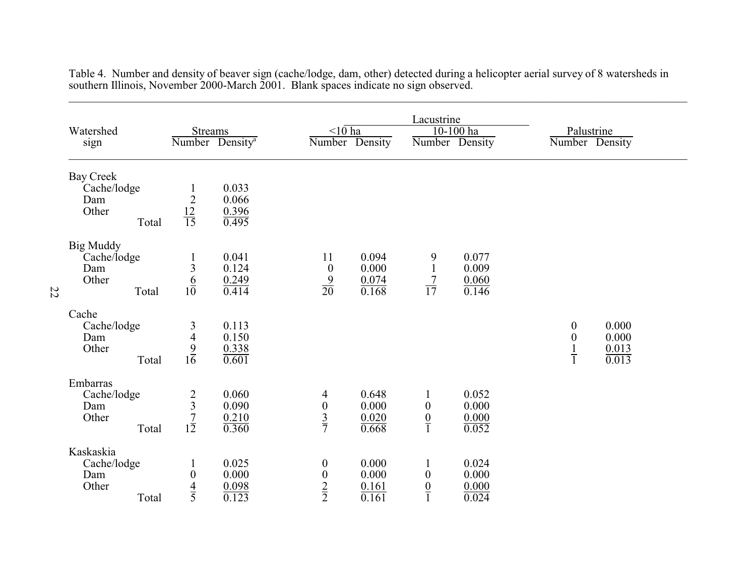Table 4. Number and density of beaver sign (cache/lodge, dam, other) detected during a helicopter aerial survey of 8 watersheds in southern Illinois, November 2000-March 2001. Blank spaces indicate no sign observed.

| Watershed sign | Streams | | Lacustrine <10 ha | | Lacustrine 10-100 ha | | Palustrine | |
|---|---|---|---|---|---|---|---|---|
| | Number | Density[a] | Number | Density | Number | Density | Number | Density |
| **Bay Creek** | | | | | | | | |
| Cache/lodge | 1 | 0.033 | | | | | | |
| Dam | 2 | 0.066 | | | | | | |
| Other | 12 | 0.396 | | | | | | |
| Total | 15 | 0.495 | | | | | | |
| **Big Muddy** | | | | | | | | |
| Cache/lodge | 1 | 0.041 | 11 | 0.094 | 9 | 0.077 | | |
| Dam | 3 | 0.124 | 0 | 0.000 | 1 | 0.009 | | |
| Other | 6 | 0.249 | 9 | 0.074 | 7 | 0.060 | | |
| Total | 10 | 0.414 | 20 | 0.168 | 17 | 0.146 | | |
| **Cache** | | | | | | | | |
| Cache/lodge | 3 | 0.113 | | | | | 0 | 0.000 |
| Dam | 4 | 0.150 | | | | | 0 | 0.000 |
| Other | 9 | 0.338 | | | | | 1 | 0.013 |
| Total | 16 | 0.601 | | | | | 1 | 0.013 |
| **Embarras** | | | | | | | | |
| Cache/lodge | 2 | 0.060 | 4 | 0.648 | 1 | 0.052 | | |
| Dam | 3 | 0.090 | 0 | 0.000 | 0 | 0.000 | | |
| Other | 7 | 0.210 | 3 | 0.020 | 0 | 0.000 | | |
| Total | 12 | 0.360 | 7 | 0.668 | 1 | 0.052 | | |
| **Kaskaskia** | | | | | | | | |
| Cache/lodge | 1 | 0.025 | 0 | 0.000 | 1 | 0.024 | | |
| Dam | 0 | 0.000 | 0 | 0.000 | 0 | 0.000 | | |
| Other | 4 | 0.098 | 2 | 0.161 | 0 | 0.000 | | |
| Total | 5 | 0.123 | 2 | 0.161 | 1 | 0.024 | | |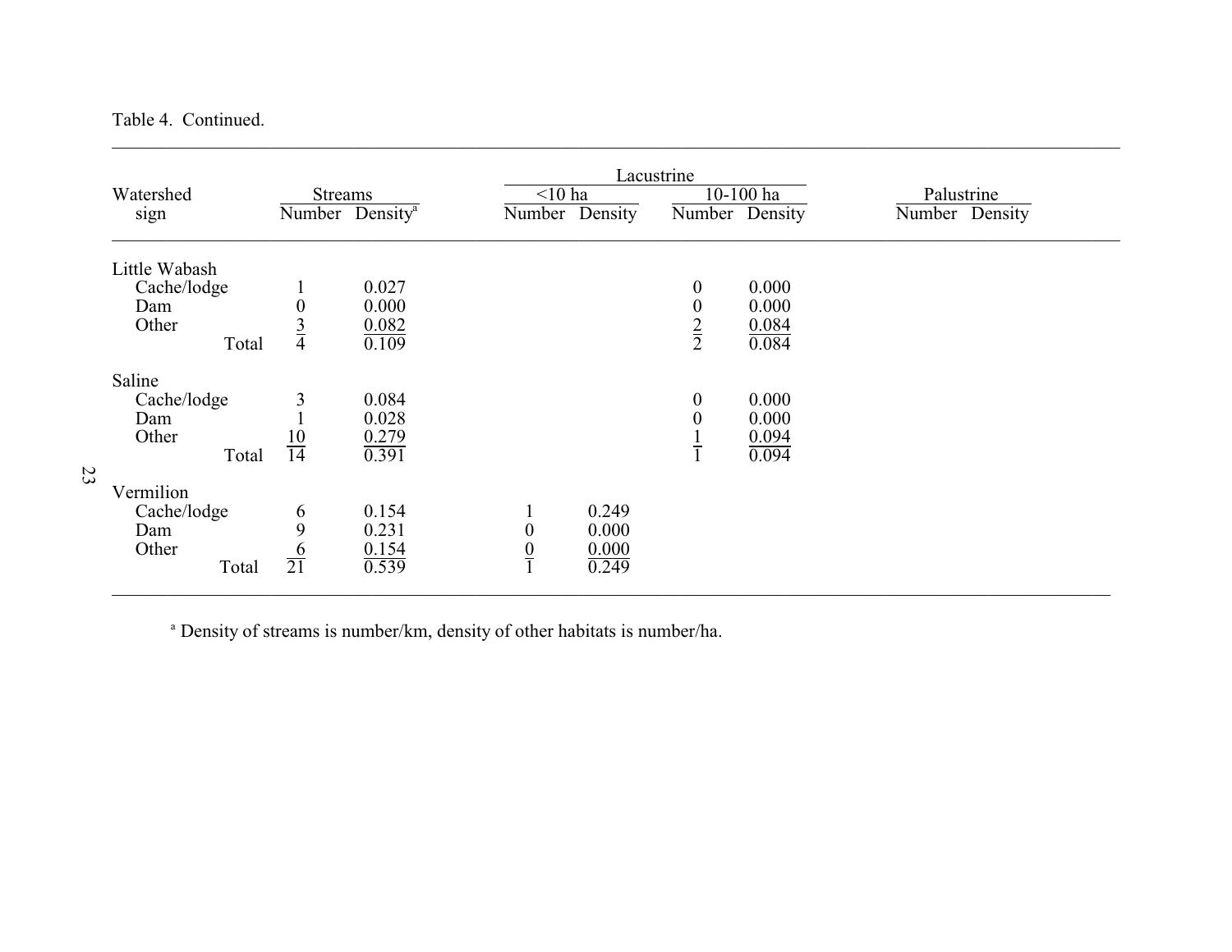Table 4. Continued.

| Watershed sign | Streams | | Lacustrine <10 ha | | Lacustrine 10-100 ha | | Palustrine | |
|---|---|---|---|---|---|---|---|---|
| | Number | Density[a] | Number | Density | Number | Density | Number | Density |
| Little Wabash | | | | | | | | |
| Cache/lodge | 1 | 0.027 | | | 0 | 0.000 | | |
| Dam | 0 | 0.000 | | | 0 | 0.000 | | |
| Other | 3 | 0.082 | | | 2 | 0.084 | | |
| Total | 4 | 0.109 | | | 2 | 0.084 | | |
| Saline | | | | | | | | |
| Cache/lodge | 3 | 0.084 | | | 0 | 0.000 | | |
| Dam | 1 | 0.028 | | | 0 | 0.000 | | |
| Other | 10 | 0.279 | | | 1 | 0.094 | | |
| Total | 14 | 0.391 | | | 1 | 0.094 | | |
| Vermilion | | | | | | | | |
| Cache/lodge | 6 | 0.154 | 1 | 0.249 | | | | |
| Dam | 9 | 0.231 | 0 | 0.000 | | | | |
| Other | 6 | 0.154 | 0 | 0.000 | | | | |
| Total | 21 | 0.539 | 1 | 0.249 | | | | |

[a] Density of streams is number/km, density of other habitats is number/ha.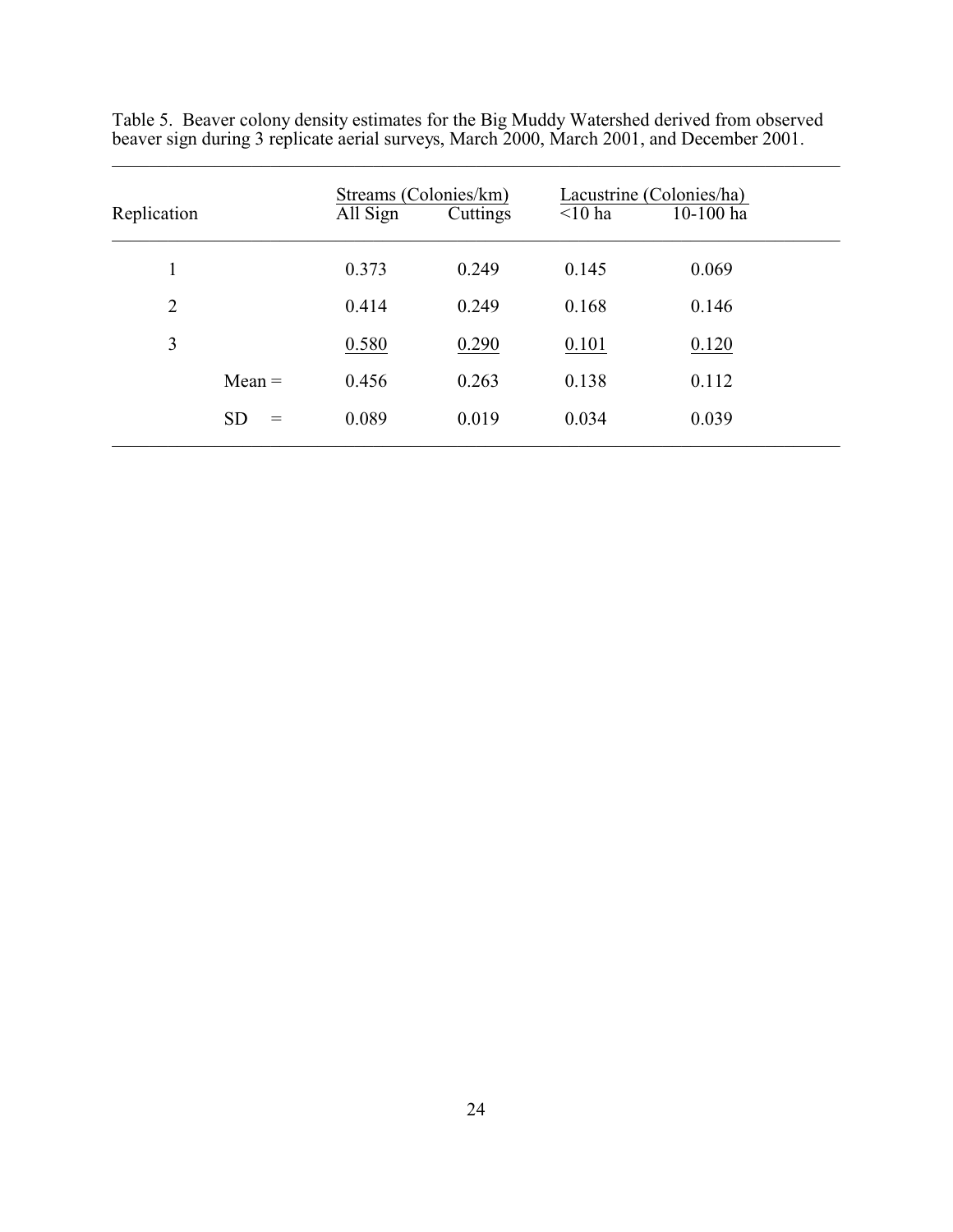Table 5. Beaver colony density estimates for the Big Muddy Watershed derived from observed beaver sign during 3 replicate aerial surveys, March 2000, March 2001, and December 2001.

| Replication | | Streams (Colonies/km) | | Lacustrine (Colonies/ha) | |
|---|---|---|---|---|---|
| | | All Sign | Cuttings | <10 ha | 10-100 ha |
| 1 | | 0.373 | 0.249 | 0.145 | 0.069 |
| 2 | | 0.414 | 0.249 | 0.168 | 0.146 |
| 3 | | 0.580 | 0.290 | 0.101 | 0.120 |
| | Mean = | 0.456 | 0.263 | 0.138 | 0.112 |
| | SD = | 0.089 | 0.019 | 0.034 | 0.039 |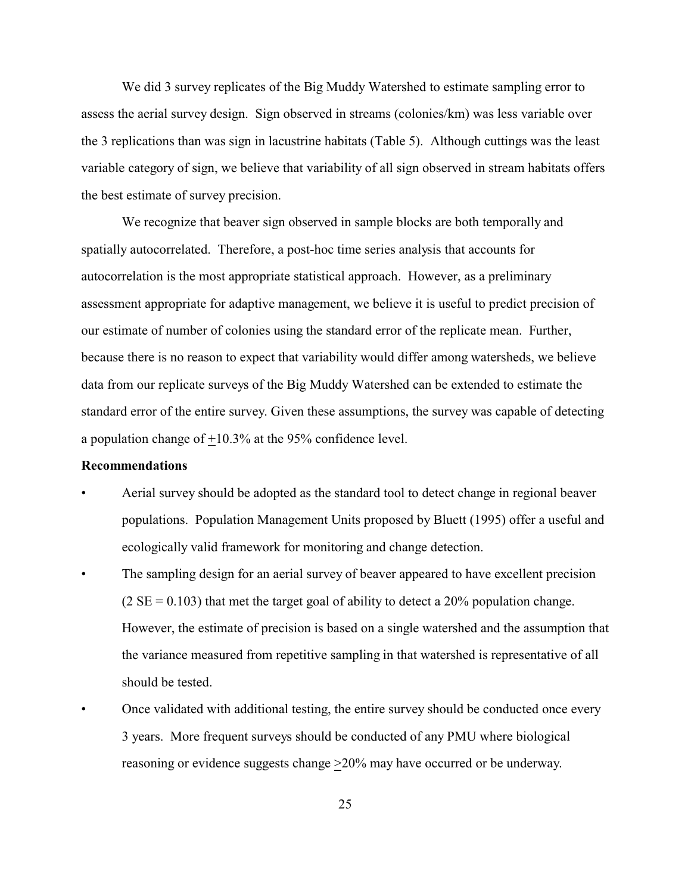We did 3 survey replicates of the Big Muddy Watershed to estimate sampling error to assess the aerial survey design. Sign observed in streams (colonies/km) was less variable over the 3 replications than was sign in lacustrine habitats (Table 5). Although cuttings was the least variable category of sign, we believe that variability of all sign observed in stream habitats offers the best estimate of survey precision.

We recognize that beaver sign observed in sample blocks are both temporally and spatially autocorrelated. Therefore, a post-hoc time series analysis that accounts for autocorrelation is the most appropriate statistical approach. However, as a preliminary assessment appropriate for adaptive management, we believe it is useful to predict precision of our estimate of number of colonies using the standard error of the replicate mean. Further, because there is no reason to expect that variability would differ among watersheds, we believe data from our replicate surveys of the Big Muddy Watershed can be extended to estimate the standard error of the entire survey. Given these assumptions, the survey was capable of detecting a population change of ±10.3% at the 95% confidence level.

**Recommendations**

- Aerial survey should be adopted as the standard tool to detect change in regional beaver populations. Population Management Units proposed by Bluett (1995) offer a useful and ecologically valid framework for monitoring and change detection.
- The sampling design for an aerial survey of beaver appeared to have excellent precision (2 SE = 0.103) that met the target goal of ability to detect a 20% population change. However, the estimate of precision is based on a single watershed and the assumption that the variance measured from repetitive sampling in that watershed is representative of all should be tested.
- Once validated with additional testing, the entire survey should be conducted once every 3 years. More frequent surveys should be conducted of any PMU where biological reasoning or evidence suggests change ≥20% may have occurred or be underway.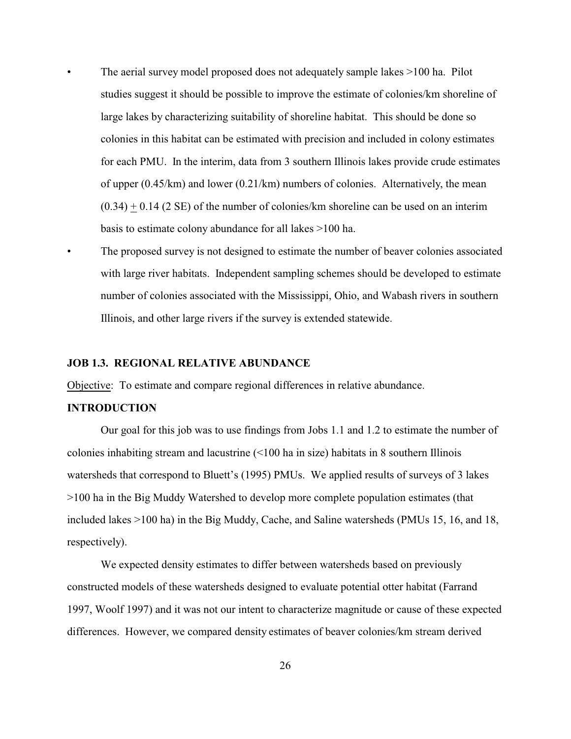- The aerial survey model proposed does not adequately sample lakes >100 ha. Pilot studies suggest it should be possible to improve the estimate of colonies/km shoreline of large lakes by characterizing suitability of shoreline habitat. This should be done so colonies in this habitat can be estimated with precision and included in colony estimates for each PMU. In the interim, data from 3 southern Illinois lakes provide crude estimates of upper (0.45/km) and lower (0.21/km) numbers of colonies. Alternatively, the mean (0.34) $\pm$ 0.14 (2 SE) of the number of colonies/km shoreline can be used on an interim basis to estimate colony abundance for all lakes >100 ha.
- The proposed survey is not designed to estimate the number of beaver colonies associated with large river habitats. Independent sampling schemes should be developed to estimate number of colonies associated with the Mississippi, Ohio, and Wabash rivers in southern Illinois, and other large rivers if the survey is extended statewide.

## JOB 1.3. REGIONAL RELATIVE ABUNDANCE

Objective: To estimate and compare regional differences in relative abundance.

### INTRODUCTION

Our goal for this job was to use findings from Jobs 1.1 and 1.2 to estimate the number of colonies inhabiting stream and lacustrine (<100 ha in size) habitats in 8 southern Illinois watersheds that correspond to Bluett's (1995) PMUs. We applied results of surveys of 3 lakes >100 ha in the Big Muddy Watershed to develop more complete population estimates (that included lakes >100 ha) in the Big Muddy, Cache, and Saline watersheds (PMUs 15, 16, and 18, respectively).

We expected density estimates to differ between watersheds based on previously constructed models of these watersheds designed to evaluate potential otter habitat (Farrand 1997, Woolf 1997) and it was not our intent to characterize magnitude or cause of these expected differences. However, we compared density estimates of beaver colonies/km stream derived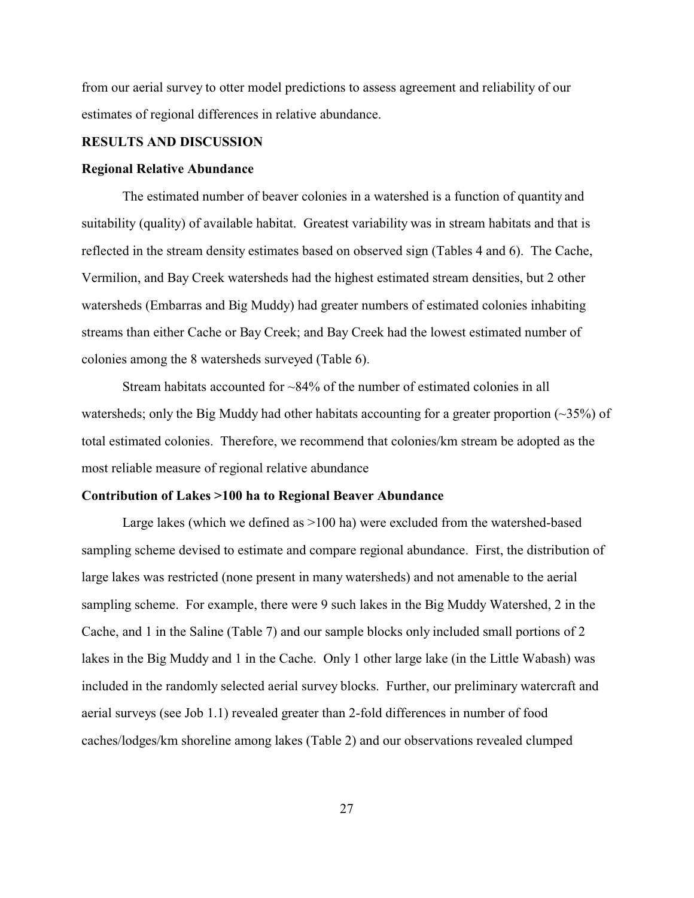from our aerial survey to otter model predictions to assess agreement and reliability of our estimates of regional differences in relative abundance.

## RESULTS AND DISCUSSION

### Regional Relative Abundance

The estimated number of beaver colonies in a watershed is a function of quantity and suitability (quality) of available habitat. Greatest variability was in stream habitats and that is reflected in the stream density estimates based on observed sign (Tables 4 and 6). The Cache, Vermilion, and Bay Creek watersheds had the highest estimated stream densities, but 2 other watersheds (Embarras and Big Muddy) had greater numbers of estimated colonies inhabiting streams than either Cache or Bay Creek; and Bay Creek had the lowest estimated number of colonies among the 8 watersheds surveyed (Table 6).

Stream habitats accounted for ~84% of the number of estimated colonies in all watersheds; only the Big Muddy had other habitats accounting for a greater proportion (~35%) of total estimated colonies. Therefore, we recommend that colonies/km stream be adopted as the most reliable measure of regional relative abundance

### Contribution of Lakes >100 ha to Regional Beaver Abundance

Large lakes (which we defined as >100 ha) were excluded from the watershed-based sampling scheme devised to estimate and compare regional abundance. First, the distribution of large lakes was restricted (none present in many watersheds) and not amenable to the aerial sampling scheme. For example, there were 9 such lakes in the Big Muddy Watershed, 2 in the Cache, and 1 in the Saline (Table 7) and our sample blocks only included small portions of 2 lakes in the Big Muddy and 1 in the Cache. Only 1 other large lake (in the Little Wabash) was included in the randomly selected aerial survey blocks. Further, our preliminary watercraft and aerial surveys (see Job 1.1) revealed greater than 2-fold differences in number of food caches/lodges/km shoreline among lakes (Table 2) and our observations revealed clumped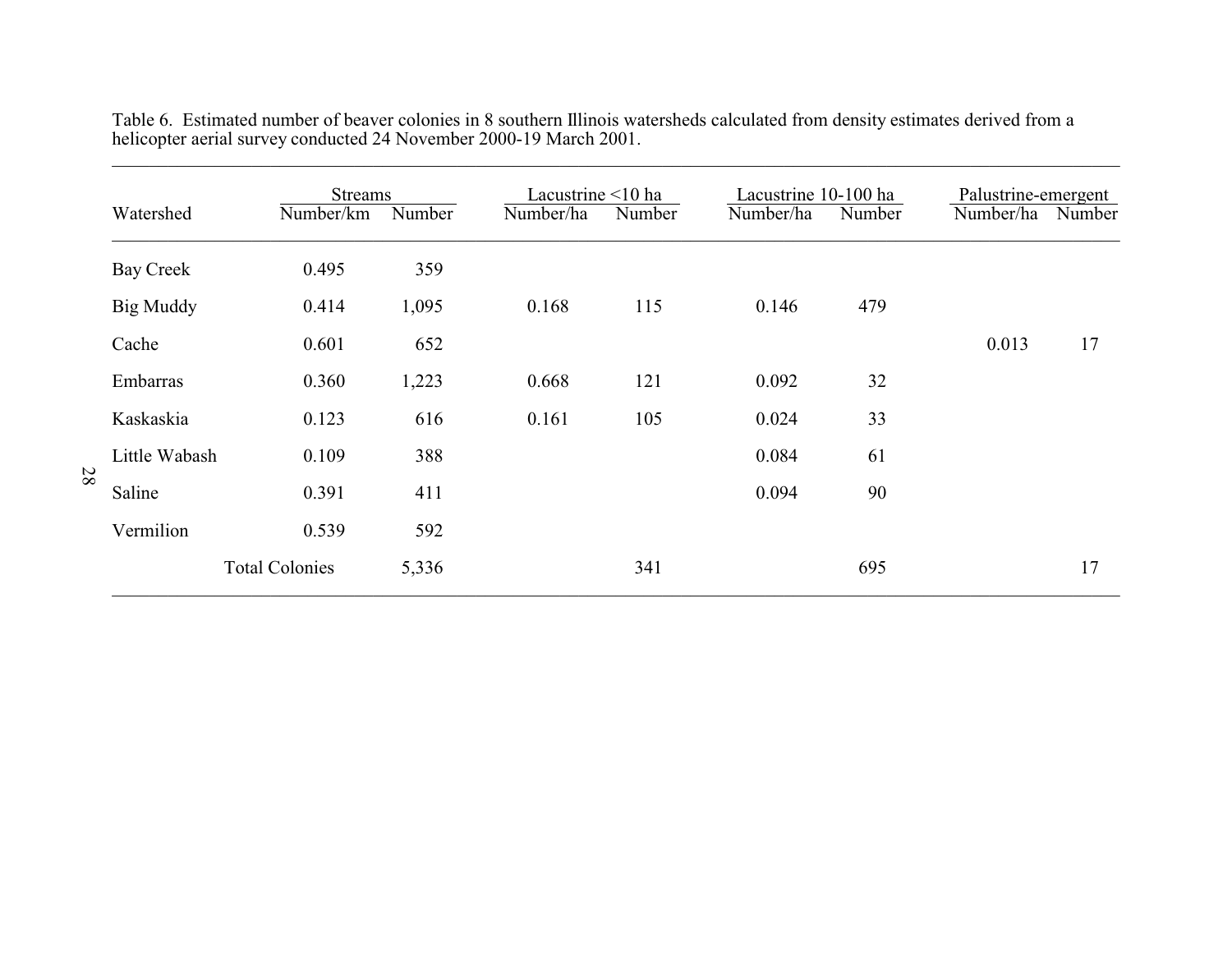Table 6. Estimated number of beaver colonies in 8 southern Illinois watersheds calculated from density estimates derived from a helicopter aerial survey conducted 24 November 2000-19 March 2001.

| Watershed | Streams | | Lacustrine <10 ha | | Lacustrine 10-100 ha | | Palustrine-emergent | |
|---|---|---|---|---|---|---|---|---|
| | Number/km | Number | Number/ha | Number | Number/ha | Number | Number/ha | Number |
| Bay Creek | 0.495 | 359 | | | | | | |
| Big Muddy | 0.414 | 1,095 | 0.168 | 115 | 0.146 | 479 | | |
| Cache | 0.601 | 652 | | | | | 0.013 | 17 |
| Embarras | 0.360 | 1,223 | 0.668 | 121 | 0.092 | 32 | | |
| Kaskaskia | 0.123 | 616 | 0.161 | 105 | 0.024 | 33 | | |
| Little Wabash | 0.109 | 388 | | | 0.084 | 61 | | |
| Saline | 0.391 | 411 | | | 0.094 | 90 | | |
| Vermilion | 0.539 | 592 | | | | | | |
| Total Colonies | | 5,336 | | 341 | | 695 | | 17 |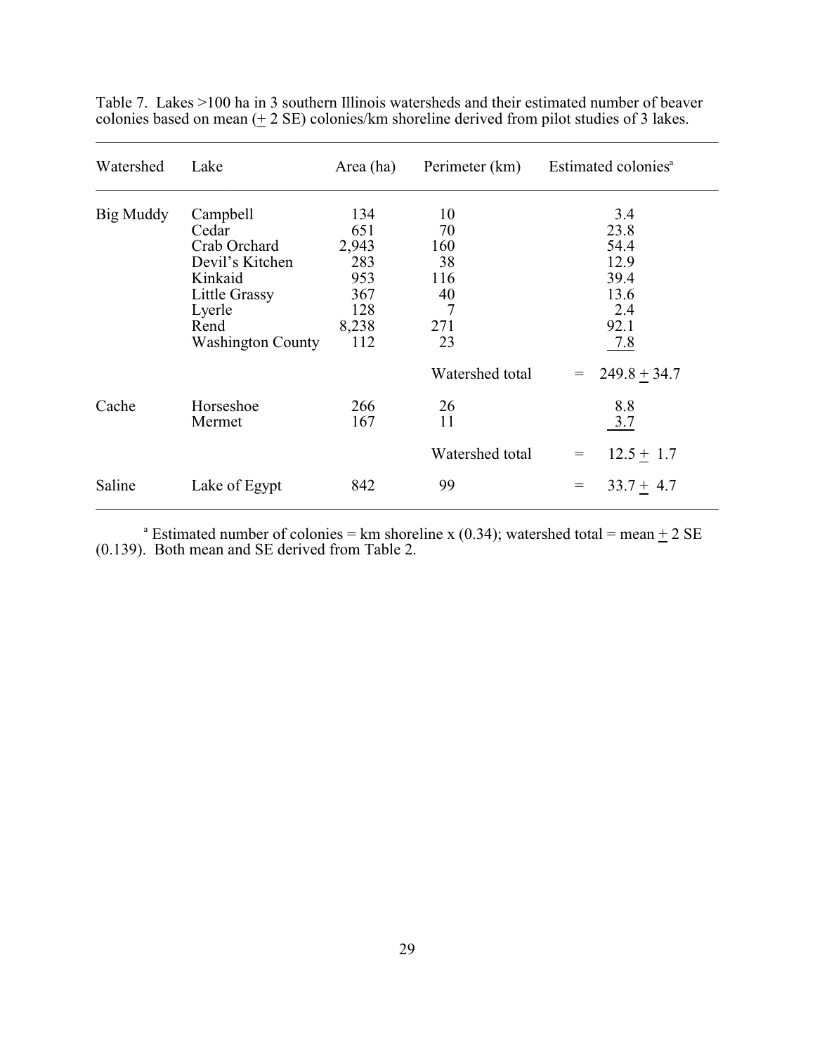Table 7. Lakes >100 ha in 3 southern Illinois watersheds and their estimated number of beaver colonies based on mean (± 2 SE) colonies/km shoreline derived from pilot studies of 3 lakes.

| Watershed | Lake | Area (ha) | Perimeter (km) | Estimated colonies[a] |
|---|---|---|---|---|
| Big Muddy | Campbell | 134 | 10 | 3.4 |
| | Cedar | 651 | 70 | 23.8 |
| | Crab Orchard | 2,943 | 160 | 54.4 |
| | Devil's Kitchen | 283 | 38 | 12.9 |
| | Kinkaid | 953 | 116 | 39.4 |
| | Little Grassy | 367 | 40 | 13.6 |
| | Lyerle | 128 | 7 | 2.4 |
| | Rend | 8,238 | 271 | 92.1 |
| | Washington County | 112 | 23 | 7.8 |
| | | | Watershed total | = 249.8 ± 34.7 |
| Cache | Horseshoe | 266 | 26 | 8.8 |
| | Mermet | 167 | 11 | 3.7 |
| | | | Watershed total | = 12.5 ± 1.7 |
| Saline | Lake of Egypt | 842 | 99 | = 33.7 ± 4.7 |

[a] Estimated number of colonies = km shoreline x (0.34); watershed total = mean ± 2 SE (0.139). Both mean and SE derived from Table 2.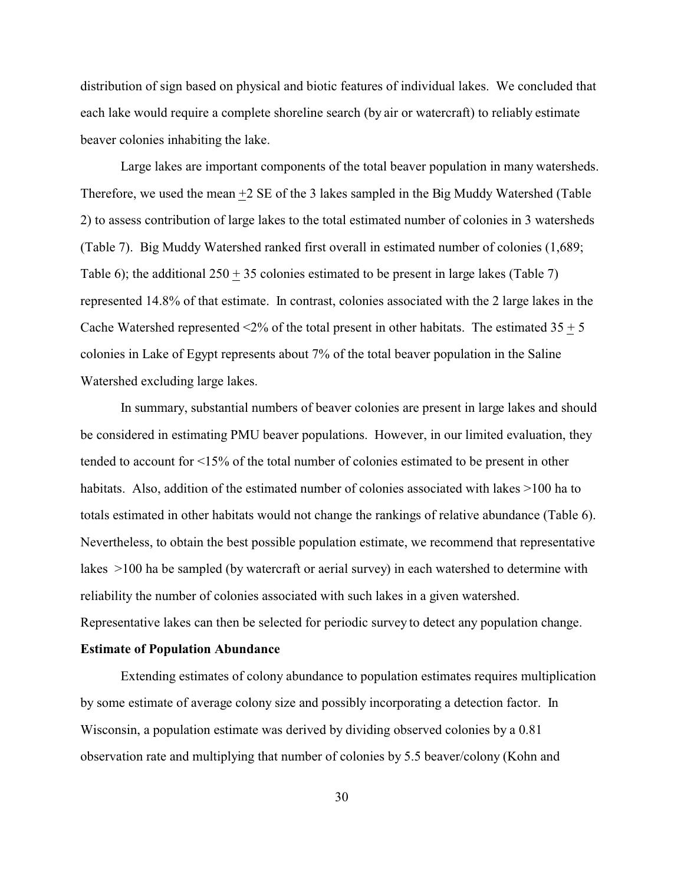distribution of sign based on physical and biotic features of individual lakes. We concluded that each lake would require a complete shoreline search (by air or watercraft) to reliably estimate beaver colonies inhabiting the lake.

Large lakes are important components of the total beaver population in many watersheds. Therefore, we used the mean ±2 SE of the 3 lakes sampled in the Big Muddy Watershed (Table 2) to assess contribution of large lakes to the total estimated number of colonies in 3 watersheds (Table 7). Big Muddy Watershed ranked first overall in estimated number of colonies (1,689; Table 6); the additional 250 ± 35 colonies estimated to be present in large lakes (Table 7) represented 14.8% of that estimate. In contrast, colonies associated with the 2 large lakes in the Cache Watershed represented <2% of the total present in other habitats. The estimated 35 ± 5 colonies in Lake of Egypt represents about 7% of the total beaver population in the Saline Watershed excluding large lakes.

In summary, substantial numbers of beaver colonies are present in large lakes and should be considered in estimating PMU beaver populations. However, in our limited evaluation, they tended to account for <15% of the total number of colonies estimated to be present in other habitats. Also, addition of the estimated number of colonies associated with lakes >100 ha to totals estimated in other habitats would not change the rankings of relative abundance (Table 6). Nevertheless, to obtain the best possible population estimate, we recommend that representative lakes >100 ha be sampled (by watercraft or aerial survey) in each watershed to determine with reliability the number of colonies associated with such lakes in a given watershed. Representative lakes can then be selected for periodic survey to detect any population change.

**Estimate of Population Abundance**

Extending estimates of colony abundance to population estimates requires multiplication by some estimate of average colony size and possibly incorporating a detection factor. In Wisconsin, a population estimate was derived by dividing observed colonies by a 0.81 observation rate and multiplying that number of colonies by 5.5 beaver/colony (Kohn and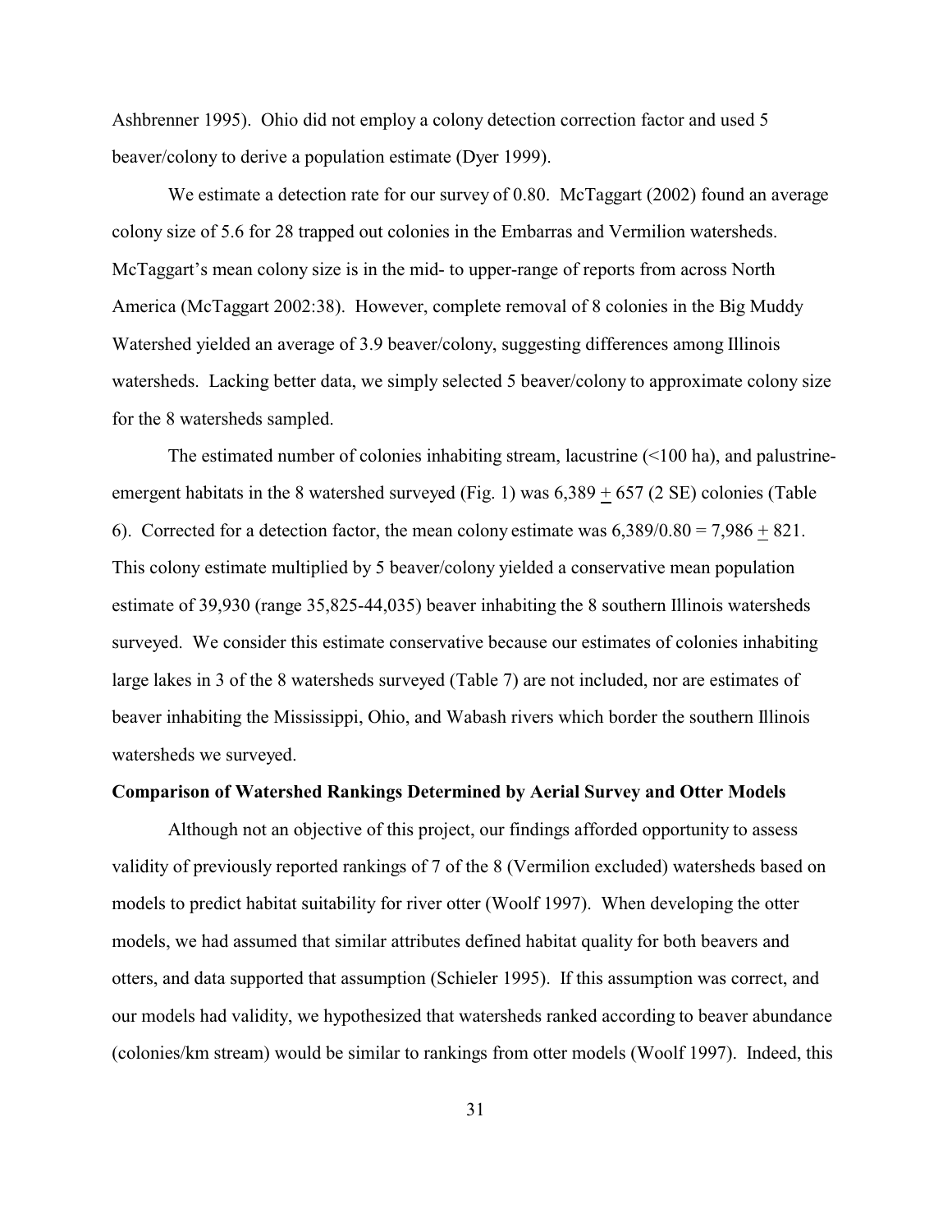Ashbrenner 1995). Ohio did not employ a colony detection correction factor and used 5 beaver/colony to derive a population estimate (Dyer 1999).

We estimate a detection rate for our survey of 0.80. McTaggart (2002) found an average colony size of 5.6 for 28 trapped out colonies in the Embarras and Vermilion watersheds. McTaggart's mean colony size is in the mid- to upper-range of reports from across North America (McTaggart 2002:38). However, complete removal of 8 colonies in the Big Muddy Watershed yielded an average of 3.9 beaver/colony, suggesting differences among Illinois watersheds. Lacking better data, we simply selected 5 beaver/colony to approximate colony size for the 8 watersheds sampled.

The estimated number of colonies inhabiting stream, lacustrine (<100 ha), and palustrine-emergent habitats in the 8 watershed surveyed (Fig. 1) was 6,389 $\pm$ 657 (2 SE) colonies (Table 6). Corrected for a detection factor, the mean colony estimate was 6,389/0.80 = 7,986 $\pm$ 821. This colony estimate multiplied by 5 beaver/colony yielded a conservative mean population estimate of 39,930 (range 35,825-44,035) beaver inhabiting the 8 southern Illinois watersheds surveyed. We consider this estimate conservative because our estimates of colonies inhabiting large lakes in 3 of the 8 watersheds surveyed (Table 7) are not included, nor are estimates of beaver inhabiting the Mississippi, Ohio, and Wabash rivers which border the southern Illinois watersheds we surveyed.

**Comparison of Watershed Rankings Determined by Aerial Survey and Otter Models**

Although not an objective of this project, our findings afforded opportunity to assess validity of previously reported rankings of 7 of the 8 (Vermilion excluded) watersheds based on models to predict habitat suitability for river otter (Woolf 1997). When developing the otter models, we had assumed that similar attributes defined habitat quality for both beavers and otters, and data supported that assumption (Schieler 1995). If this assumption was correct, and our models had validity, we hypothesized that watersheds ranked according to beaver abundance (colonies/km stream) would be similar to rankings from otter models (Woolf 1997). Indeed, this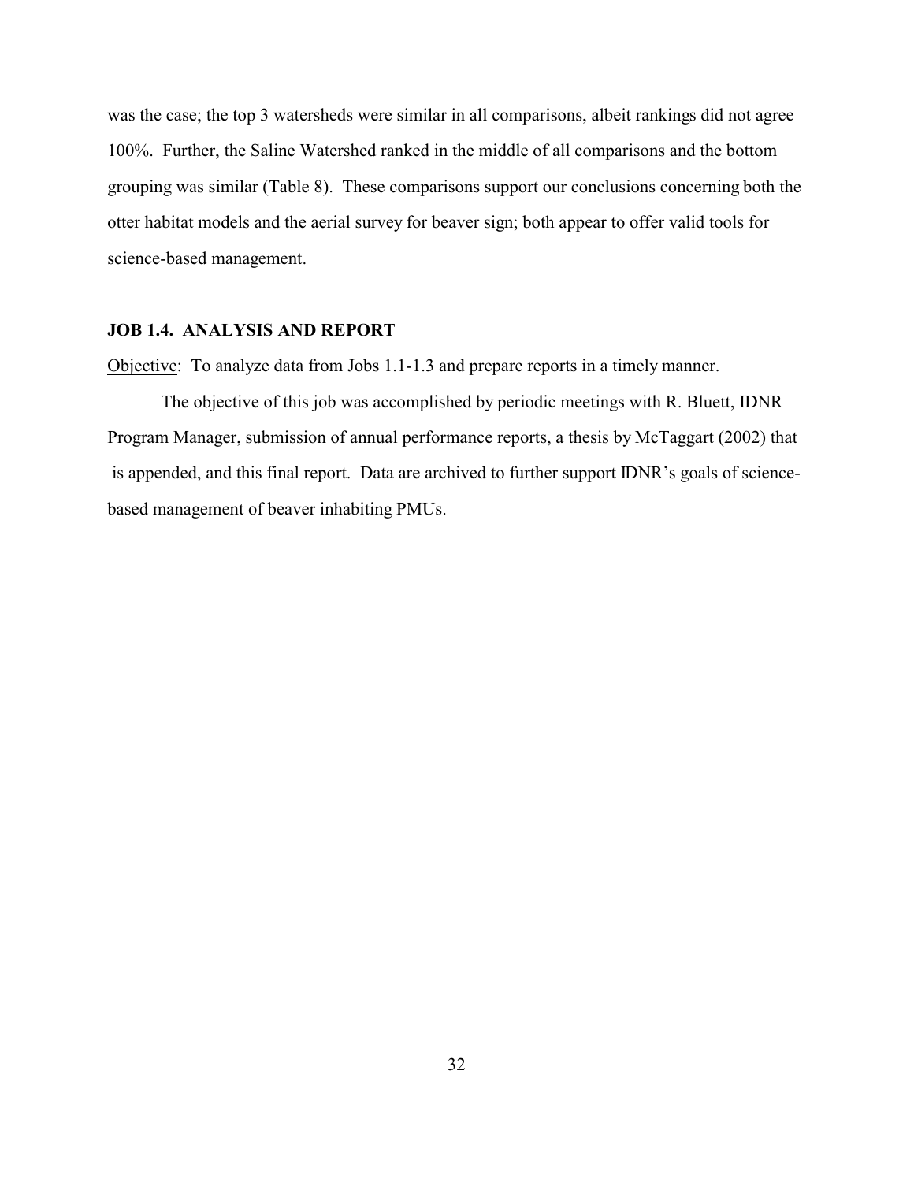was the case; the top 3 watersheds were similar in all comparisons, albeit rankings did not agree 100%. Further, the Saline Watershed ranked in the middle of all comparisons and the bottom grouping was similar (Table 8). These comparisons support our conclusions concerning both the otter habitat models and the aerial survey for beaver sign; both appear to offer valid tools for science-based management.

### JOB 1.4. ANALYSIS AND REPORT

Objective: To analyze data from Jobs 1.1-1.3 and prepare reports in a timely manner.

The objective of this job was accomplished by periodic meetings with R. Bluett, IDNR Program Manager, submission of annual performance reports, a thesis by McTaggart (2002) that is appended, and this final report. Data are archived to further support IDNR's goals of science-based management of beaver inhabiting PMUs.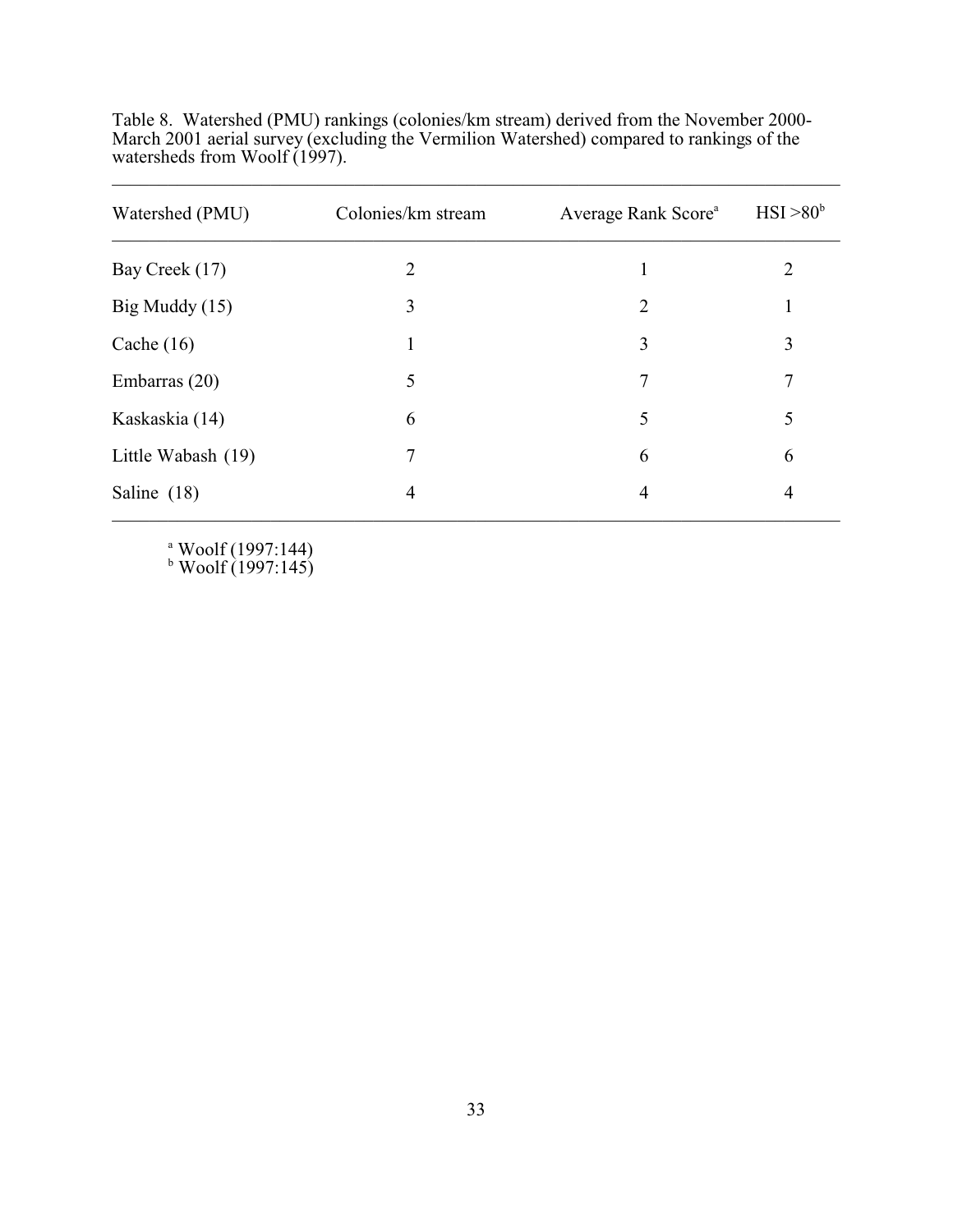Table 8. Watershed (PMU) rankings (colonies/km stream) derived from the November 2000-March 2001 aerial survey (excluding the Vermilion Watershed) compared to rankings of the watersheds from Woolf (1997).

| Watershed (PMU) | Colonies/km stream | Average Rank Score[a] | HSI >80[b] |
|---|---|---|---|
| Bay Creek (17) | 2 | 1 | 2 |
| Big Muddy (15) | 3 | 2 | 1 |
| Cache (16) | 1 | 3 | 3 |
| Embarras (20) | 5 | 7 | 7 |
| Kaskaskia (14) | 6 | 5 | 5 |
| Little Wabash (19) | 7 | 6 | 6 |
| Saline (18) | 4 | 4 | 4 |

[a] Woolf (1997:144)
[b] Woolf (1997:145)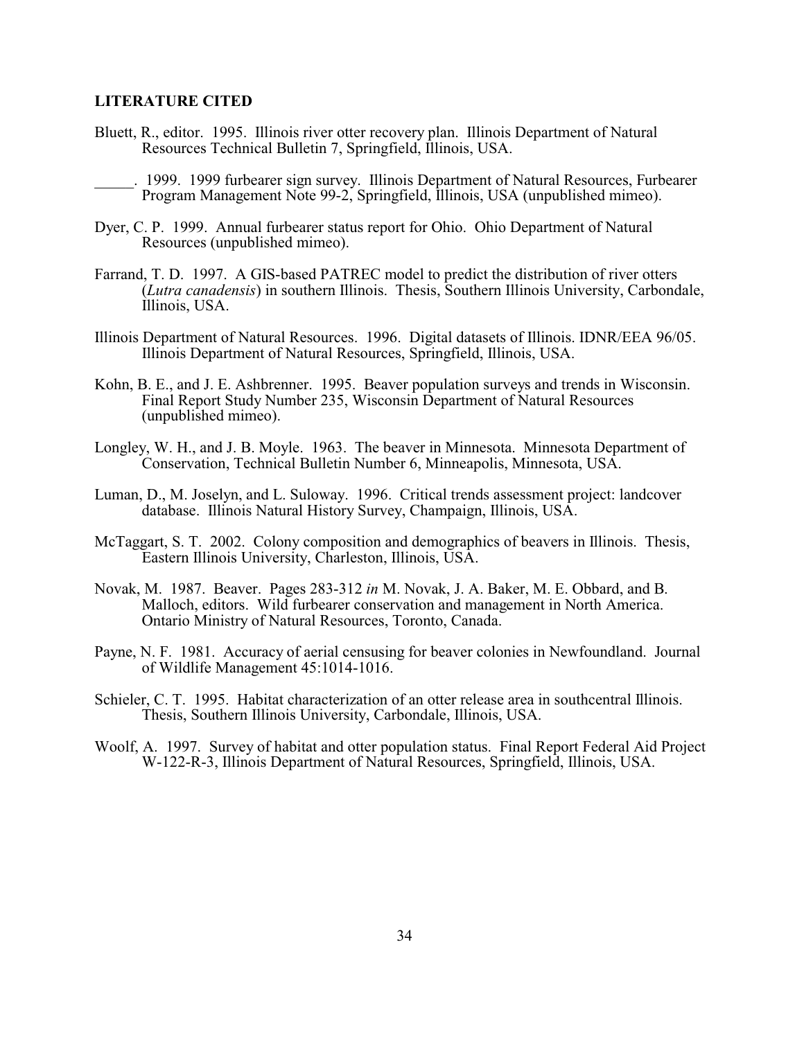**LITERATURE CITED**

Bluett, R., editor. 1995. Illinois river otter recovery plan. Illinois Department of Natural Resources Technical Bulletin 7, Springfield, Illinois, USA.

_____. 1999. 1999 furbearer sign survey. Illinois Department of Natural Resources, Furbearer Program Management Note 99-2, Springfield, Illinois, USA (unpublished mimeo).

Dyer, C. P. 1999. Annual furbearer status report for Ohio. Ohio Department of Natural Resources (unpublished mimeo).

Farrand, T. D. 1997. A GIS-based PATREC model to predict the distribution of river otters (*Lutra canadensis*) in southern Illinois. Thesis, Southern Illinois University, Carbondale, Illinois, USA.

Illinois Department of Natural Resources. 1996. Digital datasets of Illinois. IDNR/EEA 96/05. Illinois Department of Natural Resources, Springfield, Illinois, USA.

Kohn, B. E., and J. E. Ashbrenner. 1995. Beaver population surveys and trends in Wisconsin. Final Report Study Number 235, Wisconsin Department of Natural Resources (unpublished mimeo).

Longley, W. H., and J. B. Moyle. 1963. The beaver in Minnesota. Minnesota Department of Conservation, Technical Bulletin Number 6, Minneapolis, Minnesota, USA.

Luman, D., M. Joselyn, and L. Suloway. 1996. Critical trends assessment project: landcover database. Illinois Natural History Survey, Champaign, Illinois, USA.

McTaggart, S. T. 2002. Colony composition and demographics of beavers in Illinois. Thesis, Eastern Illinois University, Charleston, Illinois, USA.

Novak, M. 1987. Beaver. Pages 283-312 *in* M. Novak, J. A. Baker, M. E. Obbard, and B. Malloch, editors. Wild furbearer conservation and management in North America. Ontario Ministry of Natural Resources, Toronto, Canada.

Payne, N. F. 1981. Accuracy of aerial censusing for beaver colonies in Newfoundland. Journal of Wildlife Management 45:1014-1016.

Schieler, C. T. 1995. Habitat characterization of an otter release area in southcentral Illinois. Thesis, Southern Illinois University, Carbondale, Illinois, USA.

Woolf, A. 1997. Survey of habitat and otter population status. Final Report Federal Aid Project W-122-R-3, Illinois Department of Natural Resources, Springfield, Illinois, USA.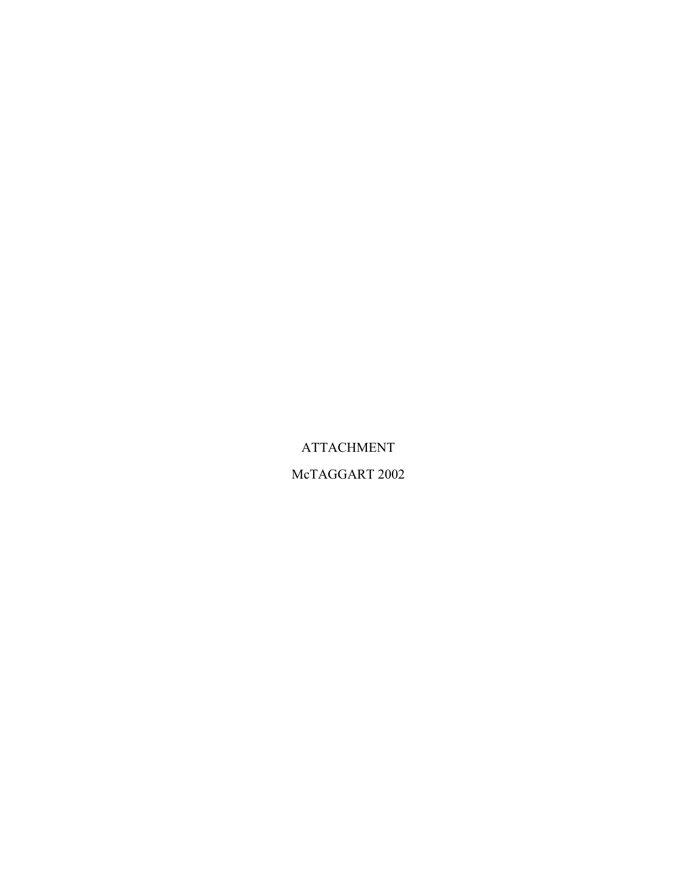ATTACHMENT

McTAGGART 2002